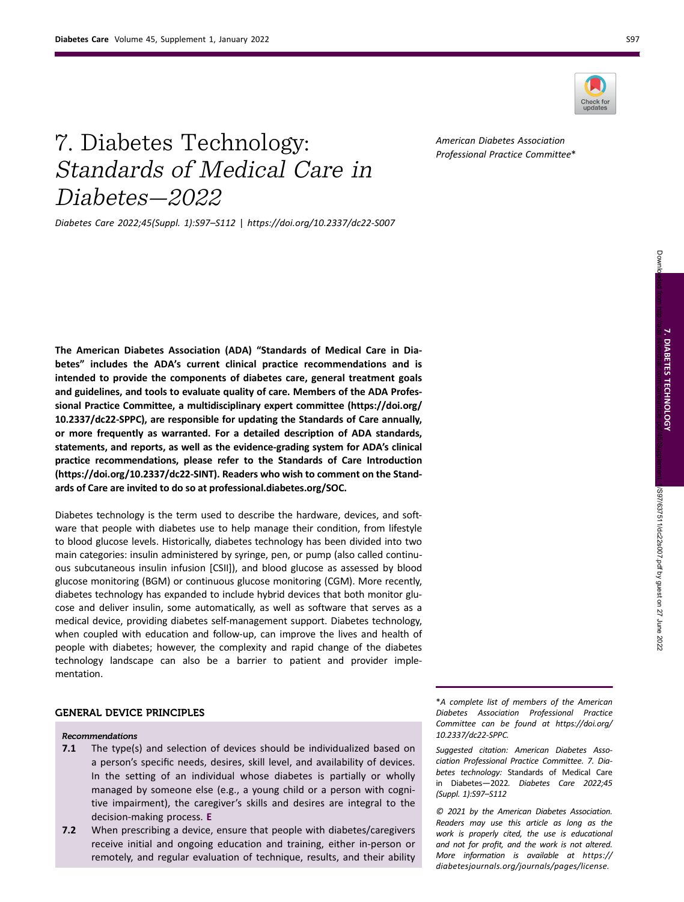# 7. Diabetes Technology: *Standards of Medical Care in Diabetes—2022*

*Diabetes Care 2022;45(Suppl. 1):S97–S112 | https://doi.org/10.2337/dc22-S007*

*American Diabetes Association Professional Practice Committee**

**The American Diabetes Association (ADA) "Standards of Medical Care in Diabetes" includes the ADA's current clinical practice recommendations and is intended to provide the components of diabetes care, general treatment goals and guidelines, and tools to evaluate quality of care. Members of the ADA Professional Practice Committee, a multidisciplinary expert committee (https://doi.org/10.2337/dc22-SPPC), are responsible for updating the Standards of Care annually, or more frequently as warranted. For a detailed description of ADA standards, statements, and reports, as well as the evidence-grading system for ADA's clinical practice recommendations, please refer to the Standards of Care Introduction (https://doi.org/10.2337/dc22-SINT). Readers who wish to comment on the Standards of Care are invited to do so at professional.diabetes.org/SOC.**

Diabetes technology is the term used to describe the hardware, devices, and software that people with diabetes use to help manage their condition, from lifestyle to blood glucose levels. Historically, diabetes technology has been divided into two main categories: insulin administered by syringe, pen, or pump (also called continuous subcutaneous insulin infusion [CSII]), and blood glucose as assessed by blood glucose monitoring (BGM) or continuous glucose monitoring (CGM). More recently, diabetes technology has expanded to include hybrid devices that both monitor glucose and deliver insulin, some automatically, as well as software that serves as a medical device, providing diabetes self-management support. Diabetes technology, when coupled with education and follow-up, can improve the lives and health of people with diabetes; however, the complexity and rapid change of the diabetes technology landscape can also be a barrier to patient and provider implementation.

## GENERAL DEVICE PRINCIPLES

*Recommendations*

**7.1** The type(s) and selection of devices should be individualized based on a person's specific needs, desires, skill level, and availability of devices. In the setting of an individual whose diabetes is partially or wholly managed by someone else (e.g., a young child or a person with cognitive impairment), the caregiver's skills and desires are integral to the decision-making process. **E**

**7.2** When prescribing a device, ensure that people with diabetes/caregivers receive initial and ongoing education and training, either in-person or remotely, and regular evaluation of technique, results, and their ability

*A complete list of members of the American Diabetes Association Professional Practice Committee can be found at https://doi.org/10.2337/dc22-SPPC.

*Suggested citation: American Diabetes Association Professional Practice Committee. 7. Diabetes technology: Standards of Medical Care in Diabetes—2022. Diabetes Care 2022;45(Suppl. 1):S97–S112*

*© 2021 by the American Diabetes Association. Readers may use this article as long as the work is properly cited, the use is educational and not for profit, and the work is not altered. More information is available at https://diabetesjournals.org/journals/pages/license.*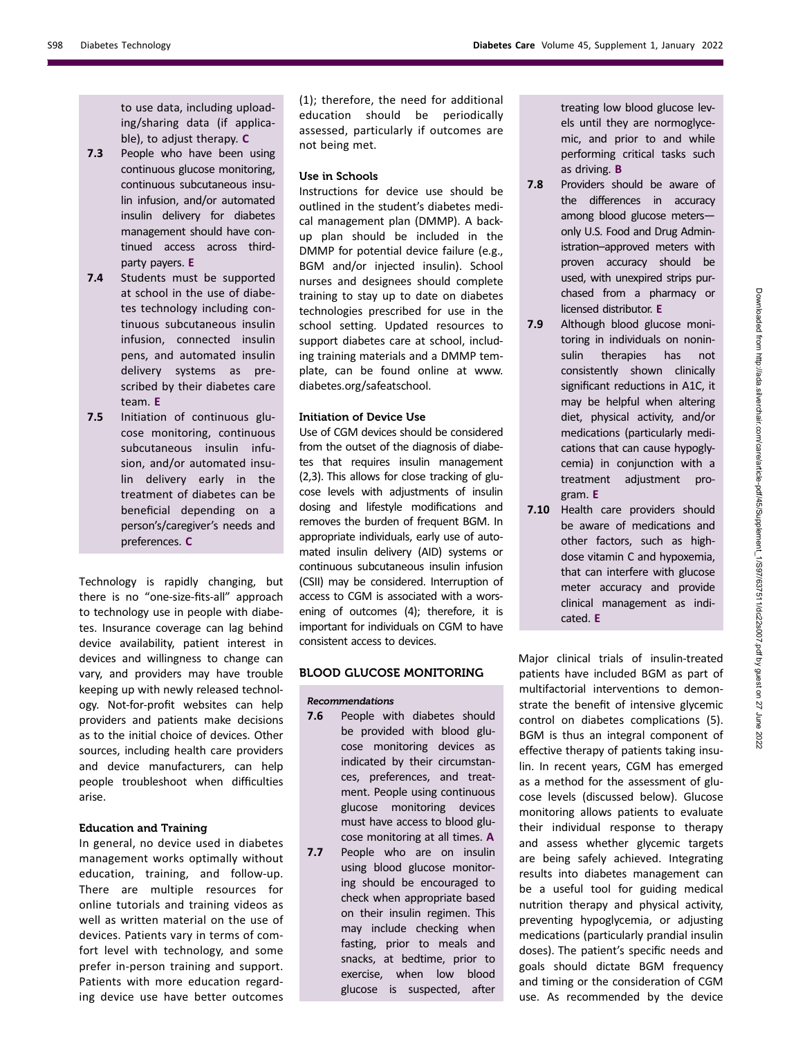to use data, including uploading/sharing data (if applicable), to adjust therapy. **C**

**7.3** People who have been using continuous glucose monitoring, continuous subcutaneous insulin infusion, and/or automated insulin delivery for diabetes management should have continued access across third-party payers. **E**

**7.4** Students must be supported at school in the use of diabetes technology including continuous subcutaneous insulin infusion, connected insulin pens, and automated insulin delivery systems as prescribed by their diabetes care team. **E**

**7.5** Initiation of continuous glucose monitoring, continuous subcutaneous insulin infusion, and/or automated insulin delivery early in the treatment of diabetes can be beneficial depending on a person's/caregiver's needs and preferences. **C**

Technology is rapidly changing, but there is no "one-size-fits-all" approach to technology use in people with diabetes. Insurance coverage can lag behind device availability, patient interest in devices and willingness to change can vary, and providers may have trouble keeping up with newly released technology. Not-for-profit websites can help providers and patients make decisions as to the initial choice of devices. Other sources, including health care providers and device manufacturers, can help people troubleshoot when difficulties arise.

### Education and Training

In general, no device used in diabetes management works optimally without education, training, and follow-up. There are multiple resources for online tutorials and training videos as well as written material on the use of devices. Patients vary in terms of comfort level with technology, and some prefer in-person training and support. Patients with more education regarding device use have better outcomes (1); therefore, the need for additional education should be periodically assessed, particularly if outcomes are not being met.

### Use in Schools

Instructions for device use should be outlined in the student's diabetes medical management plan (DMMP). A backup plan should be included in the DMMP for potential device failure (e.g., BGM and/or injected insulin). School nurses and designees should complete training to stay up to date on diabetes technologies prescribed for use in the school setting. Updated resources to support diabetes care at school, including training materials and a DMMP template, can be found online at www.diabetes.org/safeatschool.

### Initiation of Device Use

Use of CGM devices should be considered from the outset of the diagnosis of diabetes that requires insulin management (2,3). This allows for close tracking of glucose levels with adjustments of insulin dosing and lifestyle modifications and removes the burden of frequent BGM. In appropriate individuals, early use of automated insulin delivery (AID) systems or continuous subcutaneous insulin infusion (CSII) may be considered. Interruption of access to CGM is associated with a worsening of outcomes (4); therefore, it is important for individuals on CGM to have consistent access to devices.

## BLOOD GLUCOSE MONITORING

*Recommendations*

**7.6** People with diabetes should be provided with blood glucose monitoring devices as indicated by their circumstances, preferences, and treatment. People using continuous glucose monitoring devices must have access to blood glucose monitoring at all times. **A**

**7.7** People who are on insulin using blood glucose monitoring should be encouraged to check when appropriate based on their insulin regimen. This may include checking when fasting, prior to meals and snacks, at bedtime, prior to exercise, when low blood glucose is suspected, after treating low blood glucose levels until they are normoglycemic, and prior to and while performing critical tasks such as driving. **B**

**7.8** Providers should be aware of the differences in accuracy among blood glucose meters—only U.S. Food and Drug Administration–approved meters with proven accuracy should be used, with unexpired strips purchased from a pharmacy or licensed distributor. **E**

**7.9** Although blood glucose monitoring in individuals on noninsulin therapies has not consistently shown clinically significant reductions in A1C, it may be helpful when altering diet, physical activity, and/or medications (particularly medications that can cause hypoglycemia) in conjunction with a treatment adjustment program. **E**

**7.10** Health care providers should be aware of medications and other factors, such as high-dose vitamin C and hypoxemia, that can interfere with glucose meter accuracy and provide clinical management as indicated. **E**

Major clinical trials of insulin-treated patients have included BGM as part of multifactorial interventions to demonstrate the benefit of intensive glycemic control on diabetes complications (5). BGM is thus an integral component of effective therapy of patients taking insulin. In recent years, CGM has emerged as a method for the assessment of glucose levels (discussed below). Glucose monitoring allows patients to evaluate their individual response to therapy and assess whether glycemic targets are being safely achieved. Integrating results into diabetes management can be a useful tool for guiding medical nutrition therapy and physical activity, preventing hypoglycemia, or adjusting medications (particularly prandial insulin doses). The patient's specific needs and goals should dictate BGM frequency and timing or the consideration of CGM use. As recommended by the device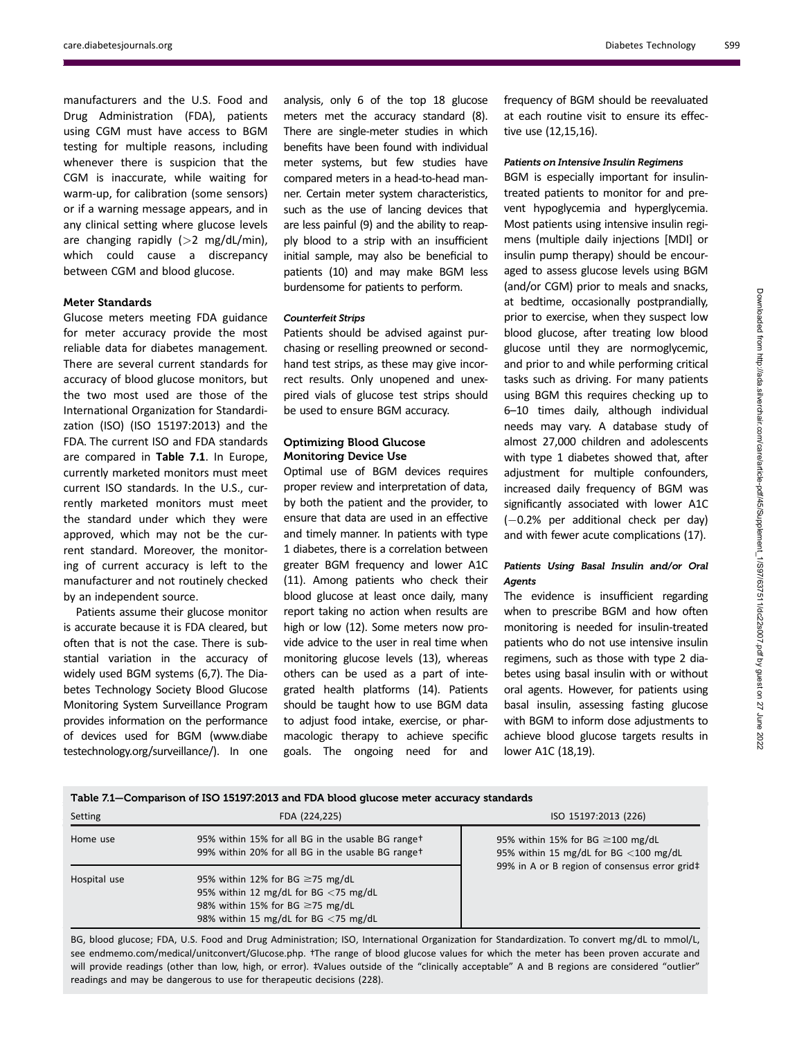manufacturers and the U.S. Food and Drug Administration (FDA), patients using CGM must have access to BGM testing for multiple reasons, including whenever there is suspicion that the CGM is inaccurate, while waiting for warm-up, for calibration (some sensors) or if a warning message appears, and in any clinical setting where glucose levels are changing rapidly (>2 mg/dL/min), which could cause a discrepancy between CGM and blood glucose.

#### Meter Standards

Glucose meters meeting FDA guidance for meter accuracy provide the most reliable data for diabetes management. There are several current standards for accuracy of blood glucose monitors, but the two most used are those of the International Organization for Standardization (ISO) (ISO 15197:2013) and the FDA. The current ISO and FDA standards are compared in **Table 7.1**. In Europe, currently marketed monitors must meet current ISO standards. In the U.S., currently marketed monitors must meet the standard under which they were approved, which may not be the current standard. Moreover, the monitoring of current accuracy is left to the manufacturer and not routinely checked by an independent source.

Patients assume their glucose monitor is accurate because it is FDA cleared, but often that is not the case. There is substantial variation in the accuracy of widely used BGM systems (6,7). The Diabetes Technology Society Blood Glucose Monitoring System Surveillance Program provides information on the performance of devices used for BGM (www.diabetestechnology.org/surveillance/). In one analysis, only 6 of the top 18 glucose meters met the accuracy standard (8). There are single-meter studies in which benefits have been found with individual meter systems, but few studies have compared meters in a head-to-head manner. Certain meter system characteristics, such as the use of lancing devices that are less painful (9) and the ability to reapply blood to a strip with an insufficient initial sample, may also be beneficial to patients (10) and may make BGM less burdensome for patients to perform.

##### *Counterfeit Strips*

Patients should be advised against purchasing or reselling preowned or secondhand test strips, as these may give incorrect results. Only unopened and unexpired vials of glucose test strips should be used to ensure BGM accuracy.

#### Optimizing Blood Glucose Monitoring Device Use

Optimal use of BGM devices requires proper review and interpretation of data, by both the patient and the provider, to ensure that data are used in an effective and timely manner. In patients with type 1 diabetes, there is a correlation between greater BGM frequency and lower A1C (11). Among patients who check their blood glucose at least once daily, many report taking no action when results are high or low (12). Some meters now provide advice to the user in real time when monitoring glucose levels (13), whereas others can be used as a part of integrated health platforms (14). Patients should be taught how to use BGM data to adjust food intake, exercise, or pharmacologic therapy to achieve specific goals. The ongoing need for and frequency of BGM should be reevaluated at each routine visit to ensure its effective use (12,15,16).

##### *Patients on Intensive Insulin Regimens*

BGM is especially important for insulin-treated patients to monitor for and prevent hypoglycemia and hyperglycemia. Most patients using intensive insulin regimens (multiple daily injections [MDI] or insulin pump therapy) should be encouraged to assess glucose levels using BGM (and/or CGM) prior to meals and snacks, at bedtime, occasionally postprandially, prior to exercise, when they suspect low blood glucose, after treating low blood glucose until they are normoglycemic, and prior to and while performing critical tasks such as driving. For many patients using BGM this requires checking up to 6–10 times daily, although individual needs may vary. A database study of almost 27,000 children and adolescents with type 1 diabetes showed that, after adjustment for multiple confounders, increased daily frequency of BGM was significantly associated with lower A1C (−0.2% per additional check per day) and with fewer acute complications (17).

##### *Patients Using Basal Insulin and/or Oral Agents*

The evidence is insufficient regarding when to prescribe BGM and how often monitoring is needed for insulin-treated patients who do not use intensive insulin regimens, such as those with type 2 diabetes using basal insulin with or without oral agents. However, for patients using basal insulin, assessing fasting glucose with BGM to inform dose adjustments to achieve blood glucose targets results in lower A1C (18,19).

**Table 7.1—Comparison of ISO 15197:2013 and FDA blood glucose meter accuracy standards**

| Setting | FDA (224,225) | ISO 15197:2013 (226) |
| --- | --- | --- |
| Home use | 95% within 15% for all BG in the usable BG range†<br>99% within 20% for all BG in the usable BG range† | 95% within 15% for BG ≥100 mg/dL<br>95% within 15 mg/dL for BG <100 mg/dL<br>99% in A or B region of consensus error grid‡ |
| Hospital use | 95% within 12% for BG ≥75 mg/dL<br>95% within 12 mg/dL for BG <75 mg/dL<br>98% within 15% for BG ≥75 mg/dL<br>98% within 15 mg/dL for BG <75 mg/dL | |

BG, blood glucose; FDA, U.S. Food and Drug Administration; ISO, International Organization for Standardization. To convert mg/dL to mmol/L, see endmemo.com/medical/unitconvert/Glucose.php. †The range of blood glucose values for which the meter has been proven accurate and will provide readings (other than low, high, or error). ‡Values outside of the "clinically acceptable" A and B regions are considered "outlier" readings and may be dangerous to use for therapeutic decisions (228).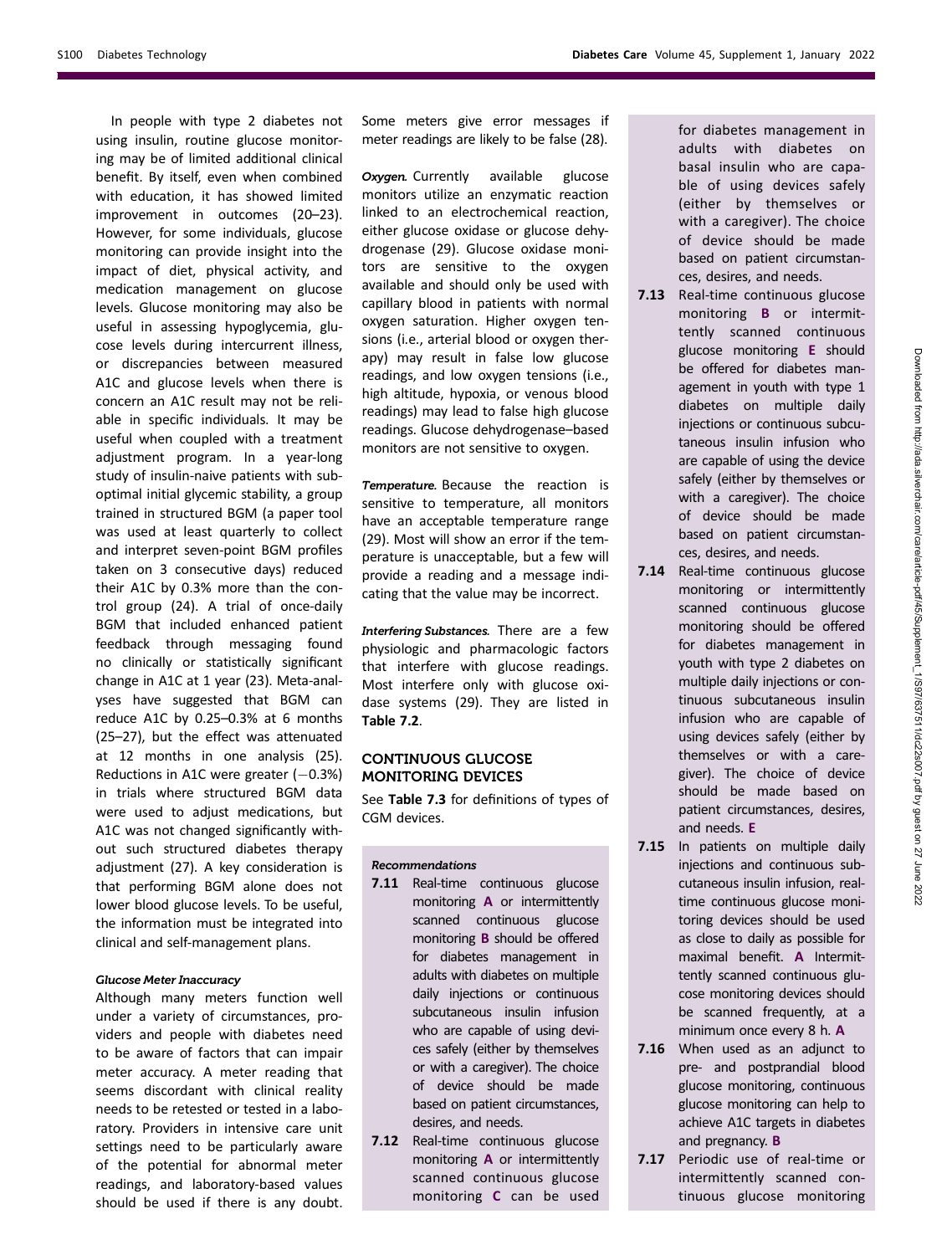In people with type 2 diabetes not using insulin, routine glucose monitoring may be of limited additional clinical benefit. By itself, even when combined with education, it has showed limited improvement in outcomes (20–23). However, for some individuals, glucose monitoring can provide insight into the impact of diet, physical activity, and medication management on glucose levels. Glucose monitoring may also be useful in assessing hypoglycemia, glucose levels during intercurrent illness, or discrepancies between measured A1C and glucose levels when there is concern an A1C result may not be reliable in specific individuals. It may be useful when coupled with a treatment adjustment program. In a year-long study of insulin-naive patients with suboptimal initial glycemic stability, a group trained in structured BGM (a paper tool was used at least quarterly to collect and interpret seven-point BGM profiles taken on 3 consecutive days) reduced their A1C by 0.3% more than the control group (24). A trial of once-daily BGM that included enhanced patient feedback through messaging found no clinically or statistically significant change in A1C at 1 year (23). Meta-analyses have suggested that BGM can reduce A1C by 0.25–0.3% at 6 months (25–27), but the effect was attenuated at 12 months in one analysis (25). Reductions in A1C were greater (−0.3%) in trials where structured BGM data were used to adjust medications, but A1C was not changed significantly without such structured diabetes therapy adjustment (27). A key consideration is that performing BGM alone does not lower blood glucose levels. To be useful, the information must be integrated into clinical and self-management plans.

#### Glucose Meter Inaccuracy

Although many meters function well under a variety of circumstances, providers and people with diabetes need to be aware of factors that can impair meter accuracy. A meter reading that seems discordant with clinical reality needs to be retested or tested in a laboratory. Providers in intensive care unit settings need to be particularly aware of the potential for abnormal meter readings, and laboratory-based values should be used if there is any doubt. Some meters give error messages if meter readings are likely to be false (28).

***Oxygen.*** Currently available glucose monitors utilize an enzymatic reaction linked to an electrochemical reaction, either glucose oxidase or glucose dehydrogenase (29). Glucose oxidase monitors are sensitive to the oxygen available and should only be used with capillary blood in patients with normal oxygen saturation. Higher oxygen tensions (i.e., arterial blood or oxygen therapy) may result in false low glucose readings, and low oxygen tensions (i.e., high altitude, hypoxia, or venous blood readings) may lead to false high glucose readings. Glucose dehydrogenase–based monitors are not sensitive to oxygen.

***Temperature.*** Because the reaction is sensitive to temperature, all monitors have an acceptable temperature range (29). Most will show an error if the temperature is unacceptable, but a few will provide a reading and a message indicating that the value may be incorrect.

***Interfering Substances.*** There are a few physiologic and pharmacologic factors that interfere with glucose readings. Most interfere only with glucose oxidase systems (29). They are listed in **Table 7.2**.

## CONTINUOUS GLUCOSE MONITORING DEVICES

See **Table 7.3** for definitions of types of CGM devices.

#### Recommendations

**7.11** Real-time continuous glucose monitoring **A** or intermittently scanned continuous glucose monitoring **B** should be offered for diabetes management in adults with diabetes on multiple daily injections or continuous subcutaneous insulin infusion who are capable of using devices safely (either by themselves or with a caregiver). The choice of device should be made based on patient circumstances, desires, and needs.

**7.12** Real-time continuous glucose monitoring **A** or intermittently scanned continuous glucose monitoring **C** can be used for diabetes management in adults with diabetes on basal insulin who are capable of using devices safely (either by themselves or with a caregiver). The choice of device should be made based on patient circumstances, desires, and needs.

**7.13** Real-time continuous glucose monitoring **B** or intermittently scanned continuous glucose monitoring **E** should be offered for diabetes management in youth with type 1 diabetes on multiple daily injections or continuous subcutaneous insulin infusion who are capable of using the device safely (either by themselves or with a caregiver). The choice of device should be made based on patient circumstances, desires, and needs.

**7.14** Real-time continuous glucose monitoring or intermittently scanned continuous glucose monitoring should be offered for diabetes management in youth with type 2 diabetes on multiple daily injections or continuous subcutaneous insulin infusion who are capable of using devices safely (either by themselves or with a caregiver). The choice of device should be made based on patient circumstances, desires, and needs. **E**

**7.15** In patients on multiple daily injections and continuous subcutaneous insulin infusion, real-time continuous glucose monitoring devices should be used as close to daily as possible for maximal benefit. **A** Intermittently scanned continuous glucose monitoring devices should be scanned frequently, at a minimum once every 8 h. **A**

**7.16** When used as an adjunct to pre- and postprandial blood glucose monitoring, continuous glucose monitoring can help to achieve A1C targets in diabetes and pregnancy. **B**

**7.17** Periodic use of real-time or intermittently scanned continuous glucose monitoring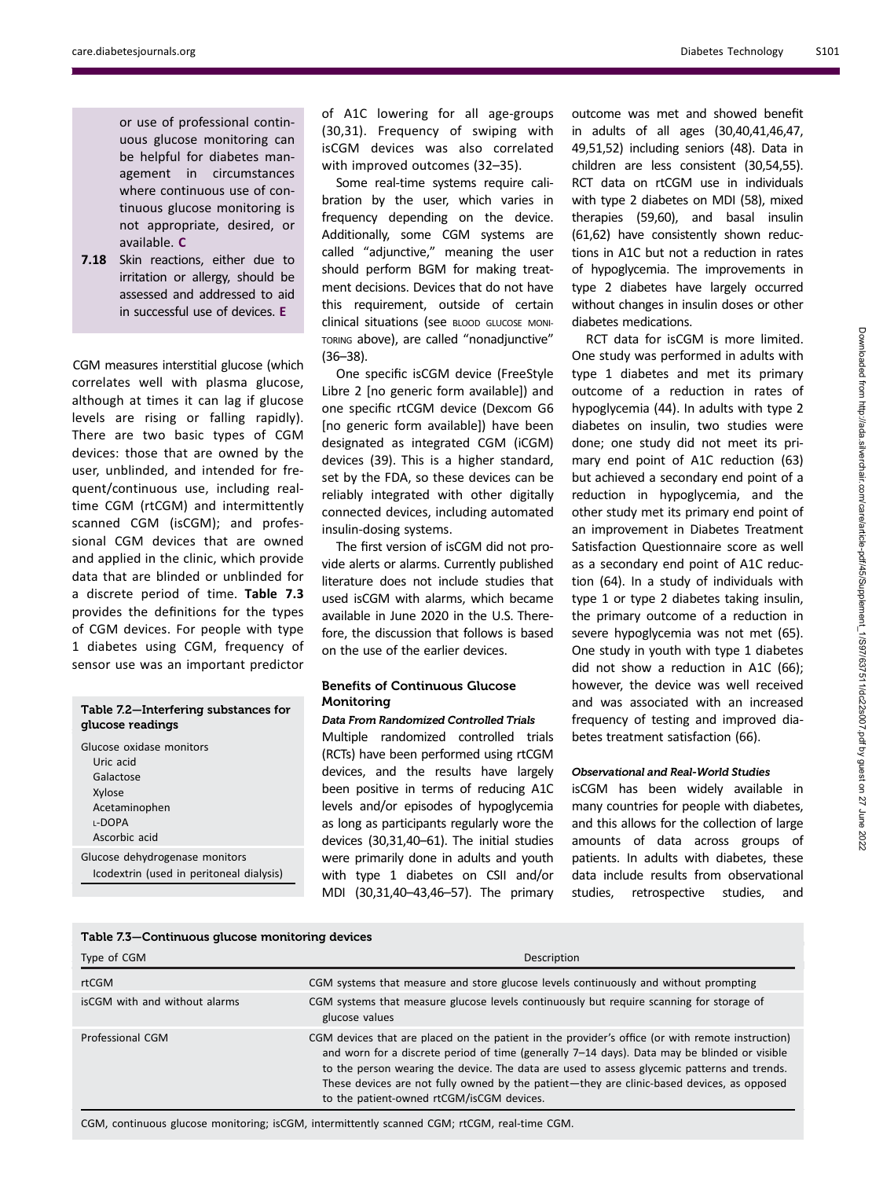or use of professional continuous glucose monitoring can be helpful for diabetes management in circumstances where continuous use of continuous glucose monitoring is not appropriate, desired, or available. **C**

**7.18** Skin reactions, either due to irritation or allergy, should be assessed and addressed to aid in successful use of devices. **E**

CGM measures interstitial glucose (which correlates well with plasma glucose, although at times it can lag if glucose levels are rising or falling rapidly). There are two basic types of CGM devices: those that are owned by the user, unblinded, and intended for frequent/continuous use, including real-time CGM (rtCGM) and intermittently scanned CGM (isCGM); and professional CGM devices that are owned and applied in the clinic, which provide data that are blinded or unblinded for a discrete period of time. **Table 7.3** provides the definitions for the types of CGM devices. For people with type 1 diabetes using CGM, frequency of sensor use was an important predictor of A1C lowering for all age-groups (30,31). Frequency of swiping with isCGM devices was also correlated with improved outcomes (32–35).

Some real-time systems require calibration by the user, which varies in frequency depending on the device. Additionally, some CGM systems are called "adjunctive," meaning the user should perform BGM for making treatment decisions. Devices that do not have this requirement, outside of certain clinical situations (see BLOOD GLUCOSE MONITORING above), are called "nonadjunctive" (36–38).

One specific isCGM device (FreeStyle Libre 2 [no generic form available]) and one specific rtCGM device (Dexcom G6 [no generic form available]) have been designated as integrated CGM (iCGM) devices (39). This is a higher standard, set by the FDA, so these devices can be reliably integrated with other digitally connected devices, including automated insulin-dosing systems.

The first version of isCGM did not provide alerts or alarms. Currently published literature does not include studies that used isCGM with alarms, which became available in June 2020 in the U.S. Therefore, the discussion that follows is based on the use of the earlier devices.

### Benefits of Continuous Glucose Monitoring

#### *Data From Randomized Controlled Trials*

Multiple randomized controlled trials (RCTs) have been performed using rtCGM devices, and the results have largely been positive in terms of reducing A1C levels and/or episodes of hypoglycemia as long as participants regularly wore the devices (30,31,40–61). The initial studies were primarily done in adults and youth with type 1 diabetes on CSII and/or MDI (30,31,40–43,46–57). The primary outcome was met and showed benefit in adults of all ages (30,40,41,46,47, 49,51,52) including seniors (48). Data in children are less consistent (30,54,55). RCT data on rtCGM use in individuals with type 2 diabetes on MDI (58), mixed therapies (59,60), and basal insulin (61,62) have consistently shown reductions in A1C but not a reduction in rates of hypoglycemia. The improvements in type 2 diabetes have largely occurred without changes in insulin doses or other diabetes medications.

RCT data for isCGM is more limited. One study was performed in adults with type 1 diabetes and met its primary outcome of a reduction in rates of hypoglycemia (44). In adults with type 2 diabetes on insulin, two studies were done; one study did not meet its primary end point of A1C reduction (63) but achieved a secondary end point of a reduction in hypoglycemia, and the other study met its primary end point of an improvement in Diabetes Treatment Satisfaction Questionnaire score as well as a secondary end point of A1C reduction (64). In a study of individuals with type 1 or type 2 diabetes taking insulin, the primary outcome of a reduction in severe hypoglycemia was not met (65). One study in youth with type 1 diabetes did not show a reduction in A1C (66); however, the device was well received and was associated with an increased frequency of testing and improved diabetes treatment satisfaction (66).

#### *Observational and Real-World Studies*

isCGM has been widely available in many countries for people with diabetes, and this allows for the collection of large amounts of data across groups of patients. In adults with diabetes, these data include results from observational studies, retrospective studies, and

**Table 7.2—Interfering substances for glucose readings**

| |
|---|
| Glucose oxidase monitors |
| Uric acid |
| Galactose |
| Xylose |
| Acetaminophen |
| L-DOPA |
| Ascorbic acid |
| Glucose dehydrogenase monitors |
| Icodextrin (used in peritoneal dialysis) |

**Table 7.3—Continuous glucose monitoring devices**

| Type of CGM | Description |
|---|---|
| rtCGM | CGM systems that measure and store glucose levels continuously and without prompting |
| isCGM with and without alarms | CGM systems that measure glucose levels continuously but require scanning for storage of glucose values |
| Professional CGM | CGM devices that are placed on the patient in the provider's office (or with remote instruction) and worn for a discrete period of time (generally 7–14 days). Data may be blinded or visible to the person wearing the device. The data are used to assess glycemic patterns and trends. These devices are not fully owned by the patient—they are clinic-based devices, as opposed to the patient-owned rtCGM/isCGM devices. |

CGM, continuous glucose monitoring; isCGM, intermittently scanned CGM; rtCGM, real-time CGM.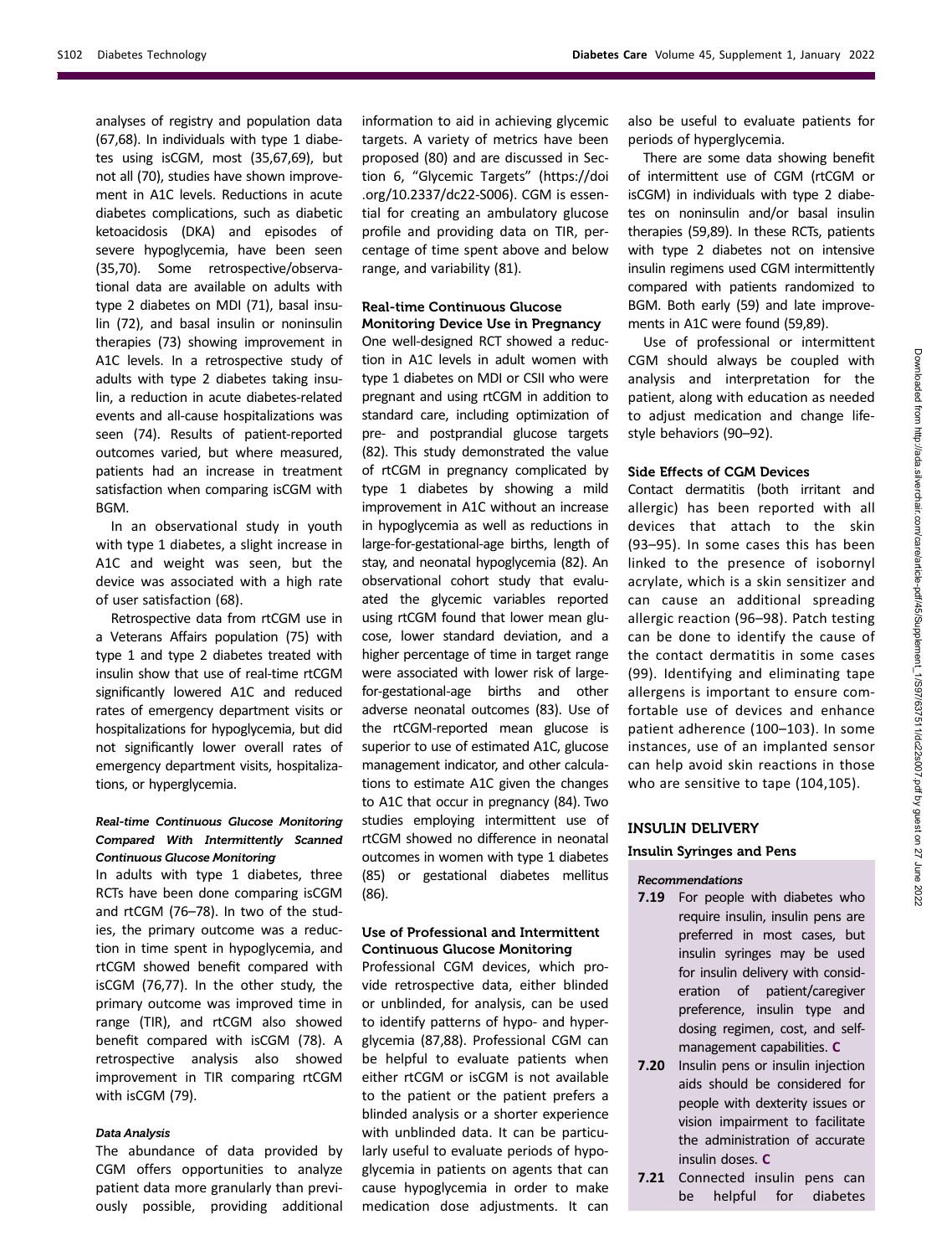analyses of registry and population data (67,68). In individuals with type 1 diabetes using isCGM, most (35,67,69), but not all (70), studies have shown improvement in A1C levels. Reductions in acute diabetes complications, such as diabetic ketoacidosis (DKA) and episodes of severe hypoglycemia, have been seen (35,70). Some retrospective/observational data are available on adults with type 2 diabetes on MDI (71), basal insulin (72), and basal insulin or noninsulin therapies (73) showing improvement in A1C levels. In a retrospective study of adults with type 2 diabetes taking insulin, a reduction in acute diabetes-related events and all-cause hospitalizations was seen (74). Results of patient-reported outcomes varied, but where measured, patients had an increase in treatment satisfaction when comparing isCGM with BGM.

In an observational study in youth with type 1 diabetes, a slight increase in A1C and weight was seen, but the device was associated with a high rate of user satisfaction (68).

Retrospective data from rtCGM use in a Veterans Affairs population (75) with type 1 and type 2 diabetes treated with insulin show that use of real-time rtCGM significantly lowered A1C and reduced rates of emergency department visits or hospitalizations for hypoglycemia, but did not significantly lower overall rates of emergency department visits, hospitalizations, or hyperglycemia.

#### *Real-time Continuous Glucose Monitoring Compared With Intermittently Scanned Continuous Glucose Monitoring*

In adults with type 1 diabetes, three RCTs have been done comparing isCGM and rtCGM (76–78). In two of the studies, the primary outcome was a reduction in time spent in hypoglycemia, and rtCGM showed benefit compared with isCGM (76,77). In the other study, the primary outcome was improved time in range (TIR), and rtCGM also showed benefit compared with isCGM (78). A retrospective analysis also showed improvement in TIR comparing rtCGM with isCGM (79).

#### *Data Analysis*

The abundance of data provided by CGM offers opportunities to analyze patient data more granularly than previously possible, providing additional information to aid in achieving glycemic targets. A variety of metrics have been proposed (80) and are discussed in Section 6, "Glycemic Targets" (https://doi.org/10.2337/dc22-S006). CGM is essential for creating an ambulatory glucose profile and providing data on TIR, percentage of time spent above and below range, and variability (81).

### Real-time Continuous Glucose Monitoring Device Use in Pregnancy

One well-designed RCT showed a reduction in A1C levels in adult women with type 1 diabetes on MDI or CSII who were pregnant and using rtCGM in addition to standard care, including optimization of pre- and postprandial glucose targets (82). This study demonstrated the value of rtCGM in pregnancy complicated by type 1 diabetes by showing a mild improvement in A1C without an increase in hypoglycemia as well as reductions in large-for-gestational-age births, length of stay, and neonatal hypoglycemia (82). An observational cohort study that evaluated the glycemic variables reported using rtCGM found that lower mean glucose, lower standard deviation, and a higher percentage of time in target range were associated with lower risk of large-for-gestational-age births and other adverse neonatal outcomes (83). Use of the rtCGM-reported mean glucose is superior to use of estimated A1C, glucose management indicator, and other calculations to estimate A1C given the changes to A1C that occur in pregnancy (84). Two studies employing intermittent use of rtCGM showed no difference in neonatal outcomes in women with type 1 diabetes (85) or gestational diabetes mellitus (86).

### Use of Professional and Intermittent Continuous Glucose Monitoring

Professional CGM devices, which provide retrospective data, either blinded or unblinded, for analysis, can be used to identify patterns of hypo- and hyperglycemia (87,88). Professional CGM can be helpful to evaluate patients when either rtCGM or isCGM is not available to the patient or the patient prefers a blinded analysis or a shorter experience with unblinded data. It can be particularly useful to evaluate periods of hypoglycemia in patients on agents that can cause hypoglycemia in order to make medication dose adjustments. It can also be useful to evaluate patients for periods of hyperglycemia.

There are some data showing benefit of intermittent use of CGM (rtCGM or isCGM) in individuals with type 2 diabetes on noninsulin and/or basal insulin therapies (59,89). In these RCTs, patients with type 2 diabetes not on intensive insulin regimens used CGM intermittently compared with patients randomized to BGM. Both early (59) and late improvements in A1C were found (59,89).

Use of professional or intermittent CGM should always be coupled with analysis and interpretation for the patient, along with education as needed to adjust medication and change lifestyle behaviors (90–92).

### Side Effects of CGM Devices

Contact dermatitis (both irritant and allergic) has been reported with all devices that attach to the skin (93–95). In some cases this has been linked to the presence of isobornyl acrylate, which is a skin sensitizer and can cause an additional spreading allergic reaction (96–98). Patch testing can be done to identify the cause of the contact dermatitis in some cases (99). Identifying and eliminating tape allergens is important to ensure comfortable use of devices and enhance patient adherence (100–103). In some instances, use of an implanted sensor can help avoid skin reactions in those who are sensitive to tape (104,105).

## INSULIN DELIVERY

### Insulin Syringes and Pens

#### *Recommendations*

**7.19** For people with diabetes who require insulin, insulin pens are preferred in most cases, but insulin syringes may be used for insulin delivery with consideration of patient/caregiver preference, insulin type and dosing regimen, cost, and self-management capabilities. **C**

**7.20** Insulin pens or insulin injection aids should be considered for people with dexterity issues or vision impairment to facilitate the administration of accurate insulin doses. **C**

**7.21** Connected insulin pens can be helpful for diabetes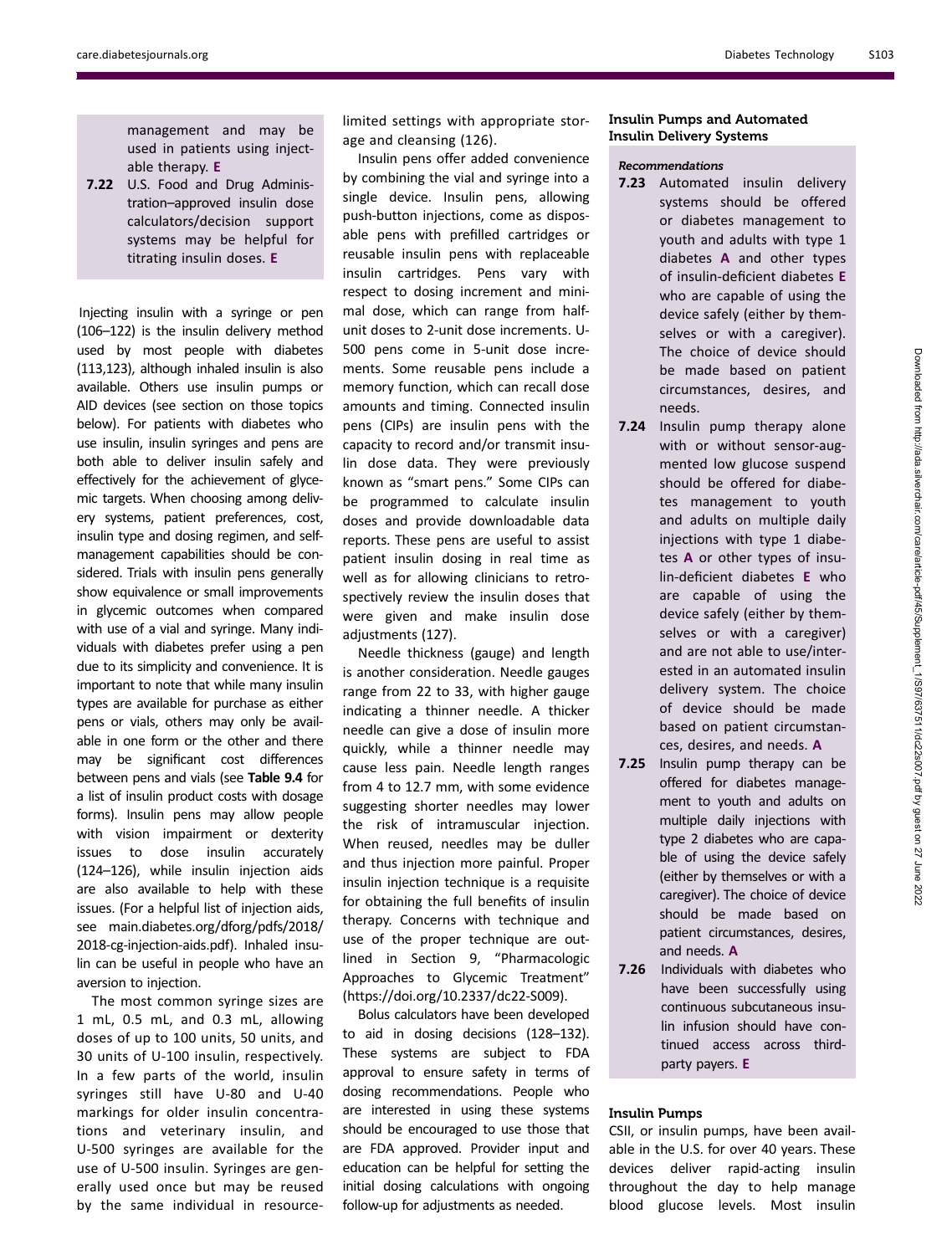management and may be used in patients using injectable therapy. E

**7.22** U.S. Food and Drug Administration–approved insulin dose calculators/decision support systems may be helpful for titrating insulin doses. E

Injecting insulin with a syringe or pen (106–122) is the insulin delivery method used by most people with diabetes (113,123), although inhaled insulin is also available. Others use insulin pumps or AID devices (see section on those topics below). For patients with diabetes who use insulin, insulin syringes and pens are both able to deliver insulin safely and effectively for the achievement of glycemic targets. When choosing among delivery systems, patient preferences, cost, insulin type and dosing regimen, and self-management capabilities should be considered. Trials with insulin pens generally show equivalence or small improvements in glycemic outcomes when compared with use of a vial and syringe. Many individuals with diabetes prefer using a pen due to its simplicity and convenience. It is important to note that while many insulin types are available for purchase as either pens or vials, others may only be available in one form or the other and there may be significant cost differences between pens and vials (see **Table 9.4** for a list of insulin product costs with dosage forms). Insulin pens may allow people with vision impairment or dexterity issues to dose insulin accurately (124–126), while insulin injection aids are also available to help with these issues. (For a helpful list of injection aids, see main.diabetes.org/dforg/pdfs/2018/2018-cg-injection-aids.pdf). Inhaled insulin can be useful in people who have an aversion to injection.

The most common syringe sizes are 1 mL, 0.5 mL, and 0.3 mL, allowing doses of up to 100 units, 50 units, and 30 units of U-100 insulin, respectively. In a few parts of the world, insulin syringes still have U-80 and U-40 markings for older insulin concentrations and veterinary insulin, and U-500 syringes are available for the use of U-500 insulin. Syringes are generally used once but may be reused by the same individual in resource-limited settings with appropriate storage and cleansing (126).

Insulin pens offer added convenience by combining the vial and syringe into a single device. Insulin pens, allowing push-button injections, come as disposable pens with prefilled cartridges or reusable insulin pens with replaceable insulin cartridges. Pens vary with respect to dosing increment and minimal dose, which can range from half-unit doses to 2-unit dose increments. U-500 pens come in 5-unit dose increments. Some reusable pens include a memory function, which can recall dose amounts and timing. Connected insulin pens (CIPs) are insulin pens with the capacity to record and/or transmit insulin dose data. They were previously known as "smart pens." Some CIPs can be programmed to calculate insulin doses and provide downloadable data reports. These pens are useful to assist patient insulin dosing in real time as well as for allowing clinicians to retrospectively review the insulin doses that were given and make insulin dose adjustments (127).

Needle thickness (gauge) and length is another consideration. Needle gauges range from 22 to 33, with higher gauge indicating a thinner needle. A thicker needle can give a dose of insulin more quickly, while a thinner needle may cause less pain. Needle length ranges from 4 to 12.7 mm, with some evidence suggesting shorter needles may lower the risk of intramuscular injection. When reused, needles may be duller and thus injection more painful. Proper insulin injection technique is a requisite for obtaining the full benefits of insulin therapy. Concerns with technique and use of the proper technique are outlined in Section 9, "Pharmacologic Approaches to Glycemic Treatment" (https://doi.org/10.2337/dc22-S009).

Bolus calculators have been developed to aid in dosing decisions (128–132). These systems are subject to FDA approval to ensure safety in terms of dosing recommendations. People who are interested in using these systems should be encouraged to use those that are FDA approved. Provider input and education can be helpful for setting the initial dosing calculations with ongoing follow-up for adjustments as needed.

## Insulin Pumps and Automated Insulin Delivery Systems

*Recommendations*

**7.23** Automated insulin delivery systems should be offered or diabetes management to youth and adults with type 1 diabetes A and other types of insulin-deficient diabetes E who are capable of using the device safely (either by themselves or with a caregiver). The choice of device should be made based on patient circumstances, desires, and needs.

**7.24** Insulin pump therapy alone with or without sensor-augmented low glucose suspend should be offered for diabetes management to youth and adults on multiple daily injections with type 1 diabetes A or other types of insulin-deficient diabetes E who are capable of using the device safely (either by themselves or with a caregiver) and are not able to use/interested in an automated insulin delivery system. The choice of device should be made based on patient circumstances, desires, and needs. A

**7.25** Insulin pump therapy can be offered for diabetes management to youth and adults on multiple daily injections with type 2 diabetes who are capable of using the device safely (either by themselves or with a caregiver). The choice of device should be made based on patient circumstances, desires, and needs. A

**7.26** Individuals with diabetes who have been successfully using continuous subcutaneous insulin infusion should have continued access across third-party payers. E

### Insulin Pumps

CSII, or insulin pumps, have been available in the U.S. for over 40 years. These devices deliver rapid-acting insulin throughout the day to help manage blood glucose levels. Most insulin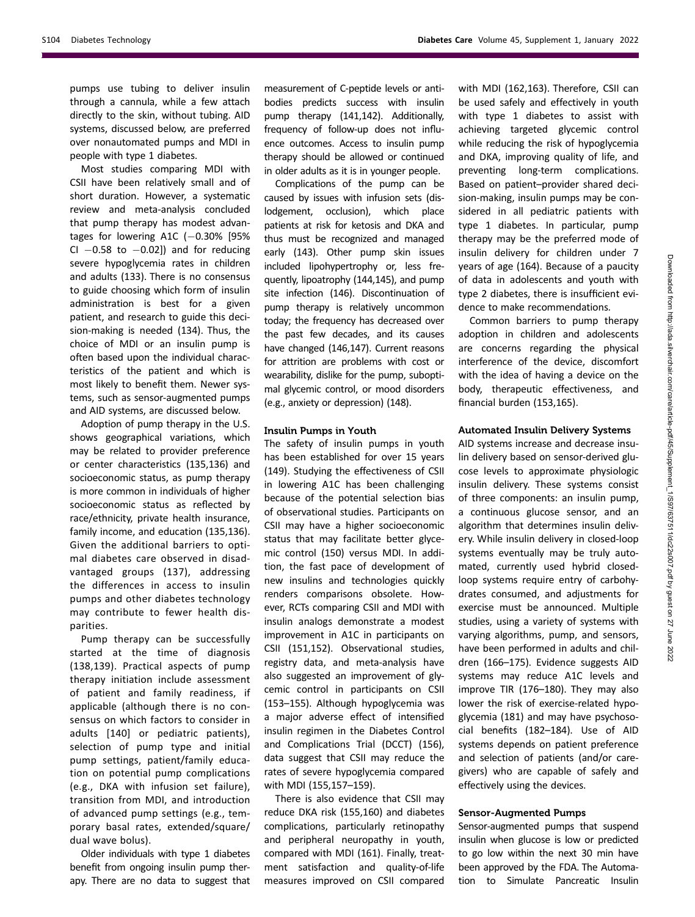pumps use tubing to deliver insulin through a cannula, while a few attach directly to the skin, without tubing. AID systems, discussed below, are preferred over nonautomated pumps and MDI in people with type 1 diabetes.

Most studies comparing MDI with CSII have been relatively small and of short duration. However, a systematic review and meta-analysis concluded that pump therapy has modest advantages for lowering A1C (−0.30% [95% CI −0.58 to −0.02]) and for reducing severe hypoglycemia rates in children and adults (133). There is no consensus to guide choosing which form of insulin administration is best for a given patient, and research to guide this decision-making is needed (134). Thus, the choice of MDI or an insulin pump is often based upon the individual characteristics of the patient and which is most likely to benefit them. Newer systems, such as sensor-augmented pumps and AID systems, are discussed below.

Adoption of pump therapy in the U.S. shows geographical variations, which may be related to provider preference or center characteristics (135,136) and socioeconomic status, as pump therapy is more common in individuals of higher socioeconomic status as reflected by race/ethnicity, private health insurance, family income, and education (135,136). Given the additional barriers to optimal diabetes care observed in disadvantaged groups (137), addressing the differences in access to insulin pumps and other diabetes technology may contribute to fewer health disparities.

Pump therapy can be successfully started at the time of diagnosis (138,139). Practical aspects of pump therapy initiation include assessment of patient and family readiness, if applicable (although there is no consensus on which factors to consider in adults [140] or pediatric patients), selection of pump type and initial pump settings, patient/family education on potential pump complications (e.g., DKA with infusion set failure), transition from MDI, and introduction of advanced pump settings (e.g., temporary basal rates, extended/square/dual wave bolus).

Older individuals with type 1 diabetes benefit from ongoing insulin pump therapy. There are no data to suggest that measurement of C-peptide levels or antibodies predicts success with insulin pump therapy (141,142). Additionally, frequency of follow-up does not influence outcomes. Access to insulin pump therapy should be allowed or continued in older adults as it is in younger people.

Complications of the pump can be caused by issues with infusion sets (dislodgement, occlusion), which place patients at risk for ketosis and DKA and thus must be recognized and managed early (143). Other pump skin issues included lipohypertrophy or, less frequently, lipoatrophy (144,145), and pump site infection (146). Discontinuation of pump therapy is relatively uncommon today; the frequency has decreased over the past few decades, and its causes have changed (146,147). Current reasons for attrition are problems with cost or wearability, dislike for the pump, suboptimal glycemic control, or mood disorders (e.g., anxiety or depression) (148).

### Insulin Pumps in Youth

The safety of insulin pumps in youth has been established for over 15 years (149). Studying the effectiveness of CSII in lowering A1C has been challenging because of the potential selection bias of observational studies. Participants on CSII may have a higher socioeconomic status that may facilitate better glycemic control (150) versus MDI. In addition, the fast pace of development of new insulins and technologies quickly renders comparisons obsolete. However, RCTs comparing CSII and MDI with insulin analogs demonstrate a modest improvement in A1C in participants on CSII (151,152). Observational studies, registry data, and meta-analysis have also suggested an improvement of glycemic control in participants on CSII (153–155). Although hypoglycemia was a major adverse effect of intensified insulin regimen in the Diabetes Control and Complications Trial (DCCT) (156), data suggest that CSII may reduce the rates of severe hypoglycemia compared with MDI (155,157–159).

There is also evidence that CSII may reduce DKA risk (155,160) and diabetes complications, particularly retinopathy and peripheral neuropathy in youth, compared with MDI (161). Finally, treatment satisfaction and quality-of-life measures improved on CSII compared with MDI (162,163). Therefore, CSII can be used safely and effectively in youth with type 1 diabetes to assist with achieving targeted glycemic control while reducing the risk of hypoglycemia and DKA, improving quality of life, and preventing long-term complications. Based on patient–provider shared decision-making, insulin pumps may be considered in all pediatric patients with type 1 diabetes. In particular, pump therapy may be the preferred mode of insulin delivery for children under 7 years of age (164). Because of a paucity of data in adolescents and youth with type 2 diabetes, there is insufficient evidence to make recommendations.

Common barriers to pump therapy adoption in children and adolescents are concerns regarding the physical interference of the device, discomfort with the idea of having a device on the body, therapeutic effectiveness, and financial burden (153,165).

### Automated Insulin Delivery Systems

AID systems increase and decrease insulin delivery based on sensor-derived glucose levels to approximate physiologic insulin delivery. These systems consist of three components: an insulin pump, a continuous glucose sensor, and an algorithm that determines insulin delivery. While insulin delivery in closed-loop systems eventually may be truly automated, currently used hybrid closed-loop systems require entry of carbohydrates consumed, and adjustments for exercise must be announced. Multiple studies, using a variety of systems with varying algorithms, pump, and sensors, have been performed in adults and children (166–175). Evidence suggests AID systems may reduce A1C levels and improve TIR (176–180). They may also lower the risk of exercise-related hypoglycemia (181) and may have psychosocial benefits (182–184). Use of AID systems depends on patient preference and selection of patients (and/or caregivers) who are capable of safely and effectively using the devices.

### Sensor-Augmented Pumps

Sensor-augmented pumps that suspend insulin when glucose is low or predicted to go low within the next 30 min have been approved by the FDA. The Automation to Simulate Pancreatic Insulin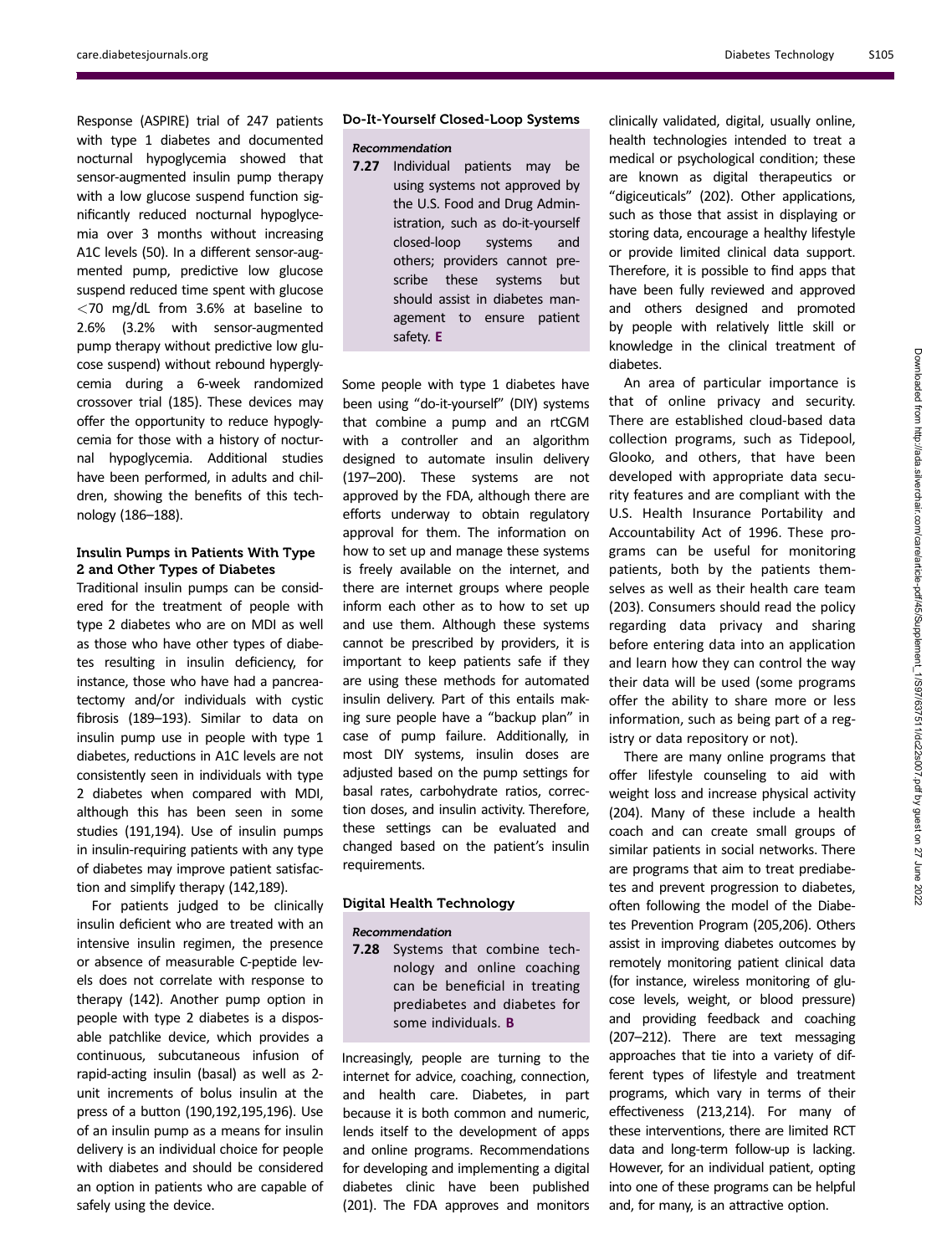Response (ASPIRE) trial of 247 patients with type 1 diabetes and documented nocturnal hypoglycemia showed that sensor-augmented insulin pump therapy with a low glucose suspend function significantly reduced nocturnal hypoglycemia over 3 months without increasing A1C levels (50). In a different sensor-augmented pump, predictive low glucose suspend reduced time spent with glucose <70 mg/dL from 3.6% at baseline to 2.6% (3.2% with sensor-augmented pump therapy without predictive low glucose suspend) without rebound hyperglycemia during a 6-week randomized crossover trial (185). These devices may offer the opportunity to reduce hypoglycemia for those with a history of nocturnal hypoglycemia. Additional studies have been performed, in adults and children, showing the benefits of this technology (186–188).

### Insulin Pumps in Patients With Type 2 and Other Types of Diabetes

Traditional insulin pumps can be considered for the treatment of people with type 2 diabetes who are on MDI as well as those who have other types of diabetes resulting in insulin deficiency, for instance, those who have had a pancreatectomy and/or individuals with cystic fibrosis (189–193). Similar to data on insulin pump use in people with type 1 diabetes, reductions in A1C levels are not consistently seen in individuals with type 2 diabetes when compared with MDI, although this has been seen in some studies (191,194). Use of insulin pumps in insulin-requiring patients with any type of diabetes may improve patient satisfaction and simplify therapy (142,189).

For patients judged to be clinically insulin deficient who are treated with an intensive insulin regimen, the presence or absence of measurable C-peptide levels does not correlate with response to therapy (142). Another pump option in people with type 2 diabetes is a disposable patchlike device, which provides a continuous, subcutaneous infusion of rapid-acting insulin (basal) as well as 2-unit increments of bolus insulin at the press of a button (190,192,195,196). Use of an insulin pump as a means for insulin delivery is an individual choice for people with diabetes and should be considered an option in patients who are capable of safely using the device.

### Do-It-Yourself Closed-Loop Systems

*Recommendation*

**7.27** Individual patients may be using systems not approved by the U.S. Food and Drug Administration, such as do-it-yourself closed-loop systems and others; providers cannot prescribe these systems but should assist in diabetes management to ensure patient safety. **E**

Some people with type 1 diabetes have been using "do-it-yourself" (DIY) systems that combine a pump and an rtCGM with a controller and an algorithm designed to automate insulin delivery (197–200). These systems are not approved by the FDA, although there are efforts underway to obtain regulatory approval for them. The information on how to set up and manage these systems is freely available on the internet, and there are internet groups where people inform each other as to how to set up and use them. Although these systems cannot be prescribed by providers, it is important to keep patients safe if they are using these methods for automated insulin delivery. Part of this entails making sure people have a "backup plan" in case of pump failure. Additionally, in most DIY systems, insulin doses are adjusted based on the pump settings for basal rates, carbohydrate ratios, correction doses, and insulin activity. Therefore, these settings can be evaluated and changed based on the patient's insulin requirements.

### Digital Health Technology

*Recommendation*

**7.28** Systems that combine technology and online coaching can be beneficial in treating prediabetes and diabetes for some individuals. **B**

Increasingly, people are turning to the internet for advice, coaching, connection, and health care. Diabetes, in part because it is both common and numeric, lends itself to the development of apps and online programs. Recommendations for developing and implementing a digital diabetes clinic have been published (201). The FDA approves and monitors clinically validated, digital, usually online, health technologies intended to treat a medical or psychological condition; these are known as digital therapeutics or "digiceuticals" (202). Other applications, such as those that assist in displaying or storing data, encourage a healthy lifestyle or provide limited clinical data support. Therefore, it is possible to find apps that have been fully reviewed and approved and others designed and promoted by people with relatively little skill or knowledge in the clinical treatment of diabetes.

An area of particular importance is that of online privacy and security. There are established cloud-based data collection programs, such as Tidepool, Glooko, and others, that have been developed with appropriate data security features and are compliant with the U.S. Health Insurance Portability and Accountability Act of 1996. These programs can be useful for monitoring patients, both by the patients themselves as well as their health care team (203). Consumers should read the policy regarding data privacy and sharing before entering data into an application and learn how they can control the way their data will be used (some programs offer the ability to share more or less information, such as being part of a registry or data repository or not).

There are many online programs that offer lifestyle counseling to aid with weight loss and increase physical activity (204). Many of these include a health coach and can create small groups of similar patients in social networks. There are programs that aim to treat prediabetes and prevent progression to diabetes, often following the model of the Diabetes Prevention Program (205,206). Others assist in improving diabetes outcomes by remotely monitoring patient clinical data (for instance, wireless monitoring of glucose levels, weight, or blood pressure) and providing feedback and coaching (207–212). There are text messaging approaches that tie into a variety of different types of lifestyle and treatment programs, which vary in terms of their effectiveness (213,214). For many of these interventions, there are limited RCT data and long-term follow-up is lacking. However, for an individual patient, opting into one of these programs can be helpful and, for many, is an attractive option.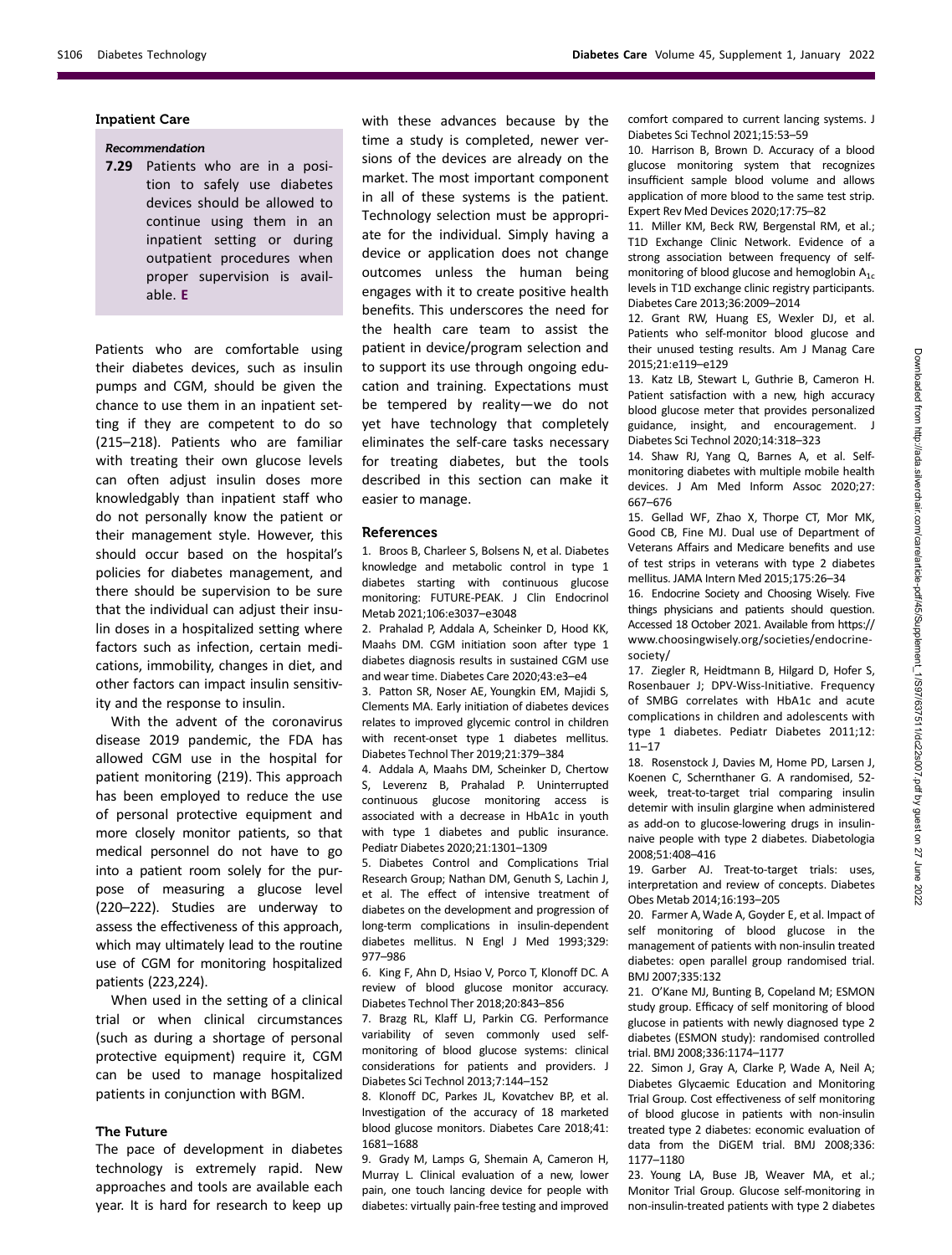### Inpatient Care

*Recommendation*

**7.29** Patients who are in a position to safely use diabetes devices should be allowed to continue using them in an inpatient setting or during outpatient procedures when proper supervision is available. **E**

Patients who are comfortable using their diabetes devices, such as insulin pumps and CGM, should be given the chance to use them in an inpatient setting if they are competent to do so (215–218). Patients who are familiar with treating their own glucose levels can often adjust insulin doses more knowledgably than inpatient staff who do not personally know the patient or their management style. However, this should occur based on the hospital's policies for diabetes management, and there should be supervision to be sure that the individual can adjust their insulin doses in a hospitalized setting where factors such as infection, certain medications, immobility, changes in diet, and other factors can impact insulin sensitivity and the response to insulin.

With the advent of the coronavirus disease 2019 pandemic, the FDA has allowed CGM use in the hospital for patient monitoring (219). This approach has been employed to reduce the use of personal protective equipment and more closely monitor patients, so that medical personnel do not have to go into a patient room solely for the purpose of measuring a glucose level (220–222). Studies are underway to assess the effectiveness of this approach, which may ultimately lead to the routine use of CGM for monitoring hospitalized patients (223,224).

When used in the setting of a clinical trial or when clinical circumstances (such as during a shortage of personal protective equipment) require it, CGM can be used to manage hospitalized patients in conjunction with BGM.

### The Future

The pace of development in diabetes technology is extremely rapid. New approaches and tools are available each year. It is hard for research to keep up with these advances because by the time a study is completed, newer versions of the devices are already on the market. The most important component in all of these systems is the patient. Technology selection must be appropriate for the individual. Simply having a device or application does not change outcomes unless the human being engages with it to create positive health benefits. This underscores the need for the health care team to assist the patient in device/program selection and to support its use through ongoing education and training. Expectations must be tempered by reality—we do not yet have technology that completely eliminates the self-care tasks necessary for treating diabetes, but the tools described in this section can make it easier to manage.

### References

1. Broos B, Charleer S, Bolsens N, et al. Diabetes knowledge and metabolic control in type 1 diabetes starting with continuous glucose monitoring: FUTURE-PEAK. J Clin Endocrinol Metab 2021;106:e3037–e3048
2. Prahalad P, Addala A, Scheinker D, Hood KK, Maahs DM. CGM initiation soon after type 1 diabetes diagnosis results in sustained CGM use and wear time. Diabetes Care 2020;43:e3–e4
3. Patton SR, Noser AE, Youngkin EM, Majidi S, Clements MA. Early initiation of diabetes devices relates to improved glycemic control in children with recent-onset type 1 diabetes mellitus. Diabetes Technol Ther 2019;21:379–384
4. Addala A, Maahs DM, Scheinker D, Chertow S, Leverenz B, Prahalad P. Uninterrupted continuous glucose monitoring access is associated with a decrease in HbA1c in youth with type 1 diabetes and public insurance. Pediatr Diabetes 2020;21:1301–1309
5. Diabetes Control and Complications Trial Research Group; Nathan DM, Genuth S, Lachin J, et al. The effect of intensive treatment of diabetes on the development and progression of long-term complications in insulin-dependent diabetes mellitus. N Engl J Med 1993;329:977–986
6. King F, Ahn D, Hsiao V, Porco T, Klonoff DC. A review of blood glucose monitor accuracy. Diabetes Technol Ther 2018;20:843–856
7. Brazg RL, Klaff LJ, Parkin CG. Performance variability of seven commonly used self-monitoring of blood glucose systems: clinical considerations for patients and providers. J Diabetes Sci Technol 2013;7:144–152
8. Klonoff DC, Parkes JL, Kovatchev BP, et al. Investigation of the accuracy of 18 marketed blood glucose monitors. Diabetes Care 2018;41:1681–1688
9. Grady M, Lamps G, Shemain A, Cameron H, Murray L. Clinical evaluation of a new, lower pain, one touch lancing device for people with diabetes: virtually pain-free testing and improved comfort compared to current lancing systems. J Diabetes Sci Technol 2021;15:53–59
10. Harrison B, Brown D. Accuracy of a blood glucose monitoring system that recognizes insufficient sample blood volume and allows application of more blood to the same test strip. Expert Rev Med Devices 2020;17:75–82
11. Miller KM, Beck RW, Bergenstal RM, et al.; T1D Exchange Clinic Network. Evidence of a strong association between frequency of self-monitoring of blood glucose and hemoglobin $A_{1c}$ levels in T1D exchange clinic registry participants. Diabetes Care 2013;36:2009–2014
12. Grant RW, Huang ES, Wexler DJ, et al. Patients who self-monitor blood glucose and their unused testing results. Am J Manag Care 2015;21:e119–e129
13. Katz LB, Stewart L, Guthrie B, Cameron H. Patient satisfaction with a new, high accuracy blood glucose meter that provides personalized guidance, insight, and encouragement. J Diabetes Sci Technol 2020;14:318–323
14. Shaw RJ, Yang Q, Barnes A, et al. Self-monitoring diabetes with multiple mobile health devices. J Am Med Inform Assoc 2020;27:667–676
15. Gellad WF, Zhao X, Thorpe CT, Mor MK, Good CB, Fine MJ. Dual use of Department of Veterans Affairs and Medicare benefits and use of test strips in veterans with type 2 diabetes mellitus. JAMA Intern Med 2015;175:26–34
16. Endocrine Society and Choosing Wisely. Five things physicians and patients should question. Accessed 18 October 2021. Available from https://www.choosingwisely.org/societies/endocrine-society/
17. Ziegler R, Heidtmann B, Hilgard D, Hofer S, Rosenbauer J; DPV-Wiss-Initiative. Frequency of SMBG correlates with HbA1c and acute complications in children and adolescents with type 1 diabetes. Pediatr Diabetes 2011;12:11–17
18. Rosenstock J, Davies M, Home PD, Larsen J, Koenen C, Schernthaner G. A randomised, 52-week, treat-to-target trial comparing insulin detemir with insulin glargine when administered as add-on to glucose-lowering drugs in insulin-naive people with type 2 diabetes. Diabetologia 2008;51:408–416
19. Garber AJ. Treat-to-target trials: uses, interpretation and review of concepts. Diabetes Obes Metab 2014;16:193–205
20. Farmer A, Wade A, Goyder E, et al. Impact of self monitoring of blood glucose in the management of patients with non-insulin treated diabetes: open parallel group randomised trial. BMJ 2007;335:132
21. O'Kane MJ, Bunting B, Copeland M; ESMON study group. Efficacy of self monitoring of blood glucose in patients with newly diagnosed type 2 diabetes (ESMON study): randomised controlled trial. BMJ 2008;336:1174–1177
22. Simon J, Gray A, Clarke P, Wade A, Neil A; Diabetes Glycaemic Education and Monitoring Trial Group. Cost effectiveness of self monitoring of blood glucose in patients with non-insulin treated type 2 diabetes: economic evaluation of data from the DiGEM trial. BMJ 2008;336:1177–1180
23. Young LA, Buse JB, Weaver MA, et al.; Monitor Trial Group. Glucose self-monitoring in non-insulin-treated patients with type 2 diabetes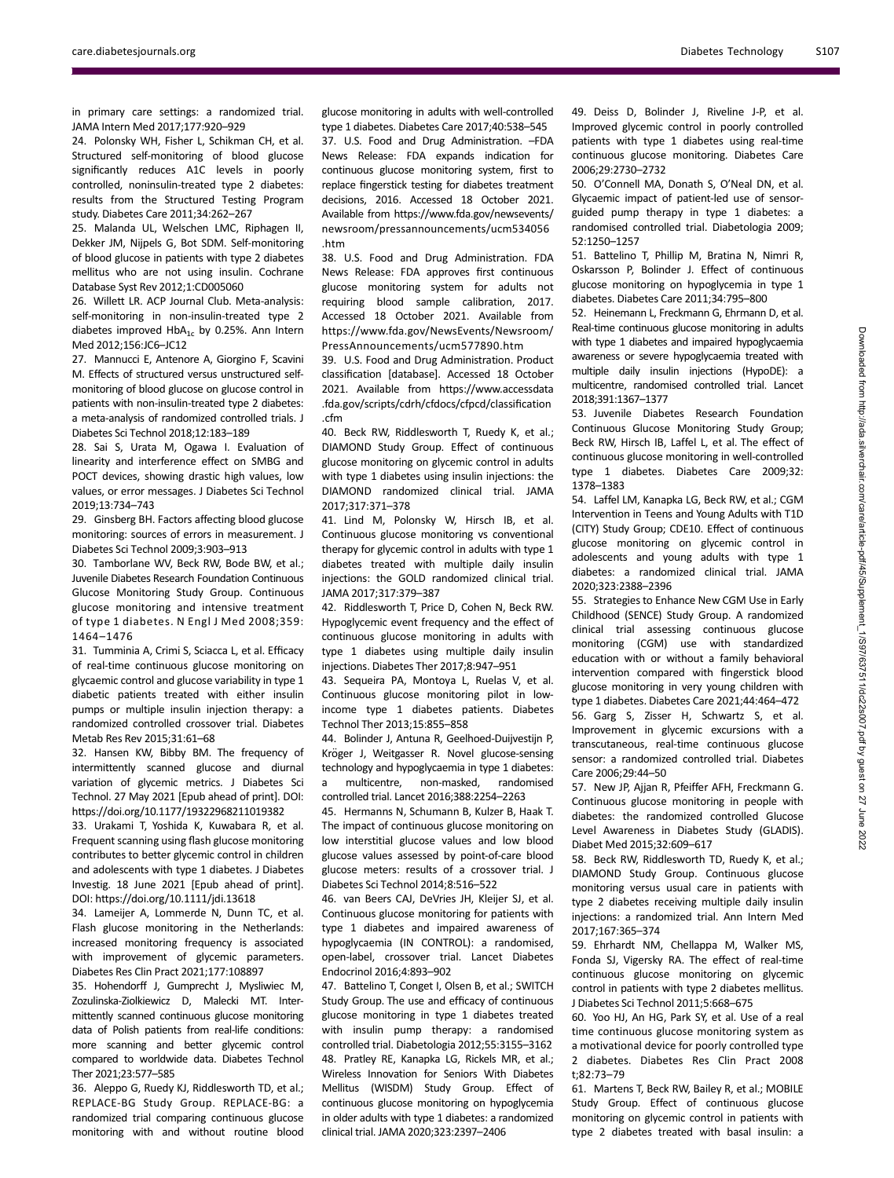in primary care settings: a randomized trial. JAMA Intern Med 2017;177:920–929

24. Polonsky WH, Fisher L, Schikman CH, et al. Structured self-monitoring of blood glucose significantly reduces A1C levels in poorly controlled, noninsulin-treated type 2 diabetes: results from the Structured Testing Program study. Diabetes Care 2011;34:262–267

25. Malanda UL, Welschen LMC, Riphagen II, Dekker JM, Nijpels G, Bot SDM. Self-monitoring of blood glucose in patients with type 2 diabetes mellitus who are not using insulin. Cochrane Database Syst Rev 2012;1:CD005060

26. Willett LR. ACP Journal Club. Meta-analysis: self-monitoring in non-insulin-treated type 2 diabetes improved $HbA_{1c}$ by 0.25%. Ann Intern Med 2012;156:JC6–JC12

27. Mannucci E, Antenore A, Giorgino F, Scavini M. Effects of structured versus unstructured self-monitoring of blood glucose on glucose control in patients with non-insulin-treated type 2 diabetes: a meta-analysis of randomized controlled trials. J Diabetes Sci Technol 2018;12:183–189

28. Sai S, Urata M, Ogawa I. Evaluation of linearity and interference effect on SMBG and POCT devices, showing drastic high values, low values, or error messages. J Diabetes Sci Technol 2019;13:734–743

29. Ginsberg BH. Factors affecting blood glucose monitoring: sources of errors in measurement. J Diabetes Sci Technol 2009;3:903–913

30. Tamborlane WV, Beck RW, Bode BW, et al.; Juvenile Diabetes Research Foundation Continuous Glucose Monitoring Study Group. Continuous glucose monitoring and intensive treatment of type 1 diabetes. N Engl J Med 2008;359:1464–1476

31. Tumminia A, Crimi S, Sciacca L, et al. Efficacy of real-time continuous glucose monitoring on glycaemic control and glucose variability in type 1 diabetic patients treated with either insulin pumps or multiple insulin injection therapy: a randomized controlled crossover trial. Diabetes Metab Res Rev 2015;31:61–68

32. Hansen KW, Bibby BM. The frequency of intermittently scanned glucose and diurnal variation of glycemic metrics. J Diabetes Sci Technol. 27 May 2021 [Epub ahead of print]. DOI: https://doi.org/10.1177/19322968211019382

33. Urakami T, Yoshida K, Kuwabara R, et al. Frequent scanning using flash glucose monitoring contributes to better glycemic control in children and adolescents with type 1 diabetes. J Diabetes Investig. 18 June 2021 [Epub ahead of print]. DOI: https://doi.org/10.1111/jdi.13618

34. Lameijer A, Lommerde N, Dunn TC, et al. Flash glucose monitoring in the Netherlands: increased monitoring frequency is associated with improvement of glycemic parameters. Diabetes Res Clin Pract 2021;177:108897

35. Hohendorff J, Gumprecht J, Mysliwiec M, Zozulinska-Ziolkiewicz D, Malecki MT. Intermittently scanned continuous glucose monitoring data of Polish patients from real-life conditions: more scanning and better glycemic control compared to worldwide data. Diabetes Technol Ther 2021;23:577–585

36. Aleppo G, Ruedy KJ, Riddlesworth TD, et al.; REPLACE-BG Study Group. REPLACE-BG: a randomized trial comparing continuous glucose monitoring with and without routine blood glucose monitoring in adults with well-controlled type 1 diabetes. Diabetes Care 2017;40:538–545

37. U.S. Food and Drug Administration. –FDA News Release: FDA expands indication for continuous glucose monitoring system, first to replace fingerstick testing for diabetes treatment decisions, 2016. Accessed 18 October 2021. Available from https://www.fda.gov/newsevents/newsroom/pressannouncements/ucm534056.htm

38. U.S. Food and Drug Administration. FDA News Release: FDA approves first continuous glucose monitoring system for adults not requiring blood sample calibration, 2017. Accessed 18 October 2021. Available from https://www.fda.gov/NewsEvents/Newsroom/PressAnnouncements/ucm577890.htm

39. U.S. Food and Drug Administration. Product classification [database]. Accessed 18 October 2021. Available from https://www.accessdata.fda.gov/scripts/cdrh/cfdocs/cfpcd/classification.cfm

40. Beck RW, Riddlesworth T, Ruedy K, et al.; DIAMOND Study Group. Effect of continuous glucose monitoring on glycemic control in adults with type 1 diabetes using insulin injections: the DIAMOND randomized clinical trial. JAMA 2017;317:371–378

41. Lind M, Polonsky W, Hirsch IB, et al. Continuous glucose monitoring vs conventional therapy for glycemic control in adults with type 1 diabetes treated with multiple daily insulin injections: the GOLD randomized clinical trial. JAMA 2017;317:379–387

42. Riddlesworth T, Price D, Cohen N, Beck RW. Hypoglycemic event frequency and the effect of continuous glucose monitoring in adults with type 1 diabetes using multiple daily insulin injections. Diabetes Ther 2017;8:947–951

43. Sequeira PA, Montoya L, Ruelas V, et al. Continuous glucose monitoring pilot in low-income type 1 diabetes patients. Diabetes Technol Ther 2013;15:855–858

44. Bolinder J, Antuna R, Geelhoed-Duijvestijn P, Kröger J, Weitgasser R. Novel glucose-sensing technology and hypoglycaemia in type 1 diabetes: a multicentre, non-masked, randomised controlled trial. Lancet 2016;388:2254–2263

45. Hermanns N, Schumann B, Kulzer B, Haak T. The impact of continuous glucose monitoring on low interstitial glucose values and low blood glucose values assessed by point-of-care blood glucose meters: results of a crossover trial. J Diabetes Sci Technol 2014;8:516–522

46. van Beers CAJ, DeVries JH, Kleijer SJ, et al. Continuous glucose monitoring for patients with type 1 diabetes and impaired awareness of hypoglycaemia (IN CONTROL): a randomised, open-label, crossover trial. Lancet Diabetes Endocrinol 2016;4:893–902

47. Battelino T, Conget I, Olsen B, et al.; SWITCH Study Group. The use and efficacy of continuous glucose monitoring in type 1 diabetes treated with insulin pump therapy: a randomised controlled trial. Diabetologia 2012;55:3155–3162

48. Pratley RE, Kanapka LG, Rickels MR, et al.; Wireless Innovation for Seniors With Diabetes Mellitus (WISDM) Study Group. Effect of continuous glucose monitoring on hypoglycemia in older adults with type 1 diabetes: a randomized clinical trial. JAMA 2020;323:2397–2406

49. Deiss D, Bolinder J, Riveline J-P, et al. Improved glycemic control in poorly controlled patients with type 1 diabetes using real-time continuous glucose monitoring. Diabetes Care 2006;29:2730–2732

50. O'Connell MA, Donath S, O'Neal DN, et al. Glycaemic impact of patient-led use of sensor-guided pump therapy in type 1 diabetes: a randomised controlled trial. Diabetologia 2009;52:1250–1257

51. Battelino T, Phillip M, Bratina N, Nimri R, Oskarsson P, Bolinder J. Effect of continuous glucose monitoring on hypoglycemia in type 1 diabetes. Diabetes Care 2011;34:795–800

52. Heinemann L, Freckmann G, Ehrmann D, et al. Real-time continuous glucose monitoring in adults with type 1 diabetes and impaired hypoglycaemia awareness or severe hypoglycaemia treated with multiple daily insulin injections (HypoDE): a multicentre, randomised controlled trial. Lancet 2018;391:1367–1377

53. Juvenile Diabetes Research Foundation Continuous Glucose Monitoring Study Group; Beck RW, Hirsch IB, Laffel L, et al. The effect of continuous glucose monitoring in well-controlled type 1 diabetes. Diabetes Care 2009;32:1378–1383

54. Laffel LM, Kanapka LG, Beck RW, et al.; CGM Intervention in Teens and Young Adults with T1D (CITY) Study Group; CDE10. Effect of continuous glucose monitoring on glycemic control in adolescents and young adults with type 1 diabetes: a randomized clinical trial. JAMA 2020;323:2388–2396

55. Strategies to Enhance New CGM Use in Early Childhood (SENCE) Study Group. A randomized clinical trial assessing continuous glucose monitoring (CGM) use with standardized education with or without a family behavioral intervention compared with fingerstick blood glucose monitoring in very young children with type 1 diabetes. Diabetes Care 2021;44:464–472

56. Garg S, Zisser H, Schwartz S, et al. Improvement in glycemic excursions with a transcutaneous, real-time continuous glucose sensor: a randomized controlled trial. Diabetes Care 2006;29:44–50

57. New JP, Ajjan R, Pfeiffer AFH, Freckmann G. Continuous glucose monitoring in people with diabetes: the randomized controlled Glucose Level Awareness in Diabetes Study (GLADIS). Diabet Med 2015;32:609–617

58. Beck RW, Riddlesworth TD, Ruedy K, et al.; DIAMOND Study Group. Continuous glucose monitoring versus usual care in patients with type 2 diabetes receiving multiple daily insulin injections: a randomized trial. Ann Intern Med 2017;167:365–374

59. Ehrhardt NM, Chellappa M, Walker MS, Fonda SJ, Vigersky RA. The effect of real-time continuous glucose monitoring on glycemic control in patients with type 2 diabetes mellitus. J Diabetes Sci Technol 2011;5:668–675

60. Yoo HJ, An HG, Park SY, et al. Use of a real time continuous glucose monitoring system as a motivational device for poorly controlled type 2 diabetes. Diabetes Res Clin Pract 2008 t;82:73–79

61. Martens T, Beck RW, Bailey R, et al.; MOBILE Study Group. Effect of continuous glucose monitoring on glycemic control in patients with type 2 diabetes treated with basal insulin: a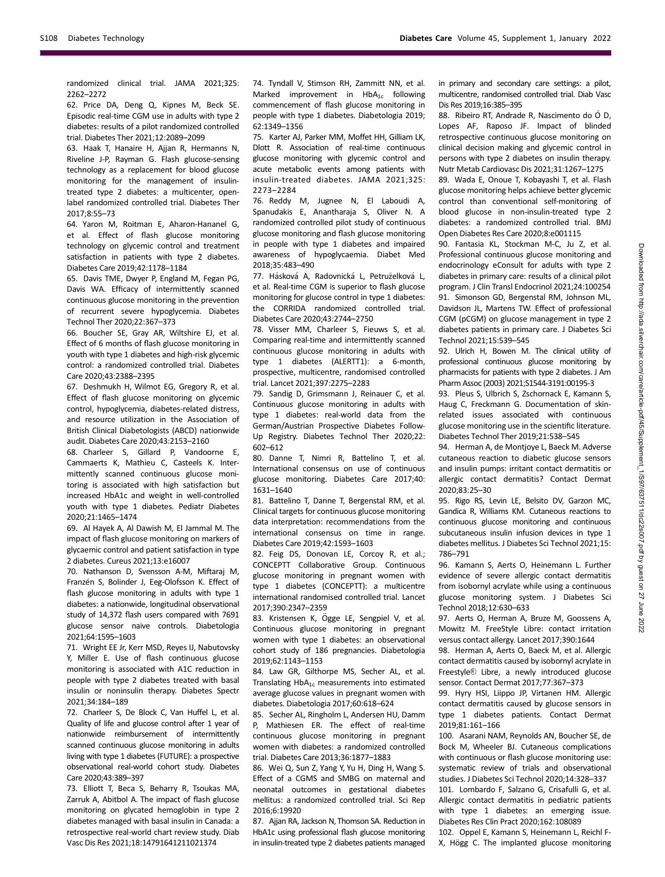randomized clinical trial. JAMA 2021;325: 2262–2272

62. Price DA, Deng Q, Kipnes M, Beck SE. Episodic real-time CGM use in adults with type 2 diabetes: results of a pilot randomized controlled trial. Diabetes Ther 2021;12:2089–2099

63. Haak T, Hanaire H, Ajjan R, Hermanns N, Riveline J-P, Rayman G. Flash glucose-sensing technology as a replacement for blood glucose monitoring for the management of insulin-treated type 2 diabetes: a multicenter, open-label randomized controlled trial. Diabetes Ther 2017;8:55–73

64. Yaron M, Roitman E, Aharon-Hananel G, et al. Effect of flash glucose monitoring technology on glycemic control and treatment satisfaction in patients with type 2 diabetes. Diabetes Care 2019;42:1178–1184

65. Davis TME, Dwyer P, England M, Fegan PG, Davis WA. Efficacy of intermittently scanned continuous glucose monitoring in the prevention of recurrent severe hypoglycemia. Diabetes Technol Ther 2020;22:367–373

66. Boucher SE, Gray AR, Wiltshire EJ, et al. Effect of 6 months of flash glucose monitoring in youth with type 1 diabetes and high-risk glycemic control: a randomized controlled trial. Diabetes Care 2020;43:2388–2395

67. Deshmukh H, Wilmot EG, Gregory R, et al. Effect of flash glucose monitoring on glycemic control, hypoglycemia, diabetes-related distress, and resource utilization in the Association of British Clinical Diabetologists (ABCD) nationwide audit. Diabetes Care 2020;43:2153–2160

68. Charleer S, Gillard P, Vandoorne E, Cammaerts K, Mathieu C, Casteels K. Intermittently scanned continuous glucose monitoring is associated with high satisfaction but increased HbA1c and weight in well-controlled youth with type 1 diabetes. Pediatr Diabetes 2020;21:1465–1474

69. Al Hayek A, Al Dawish M, El Jammal M. The impact of flash glucose monitoring on markers of glycaemic control and patient satisfaction in type 2 diabetes. Cureus 2021;13:e16007

70. Nathanson D, Svensson A-M, Miftaraj M, Franzén S, Bolinder J, Eeg-Olofsson K. Effect of flash glucose monitoring in adults with type 1 diabetes: a nationwide, longitudinal observational study of 14,372 flash users compared with 7691 glucose sensor naive controls. Diabetologia 2021;64:1595–1603

71. Wright EE Jr, Kerr MSD, Reyes IJ, Nabutovsky Y, Miller E. Use of flash continuous glucose monitoring is associated with A1C reduction in people with type 2 diabetes treated with basal insulin or noninsulin therapy. Diabetes Spectr 2021;34:184–189

72. Charleer S, De Block C, Van Huffel L, et al. Quality of life and glucose control after 1 year of nationwide reimbursement of intermittently scanned continuous glucose monitoring in adults living with type 1 diabetes (FUTURE): a prospective observational real-world cohort study. Diabetes Care 2020;43:389–397

73. Elliott T, Beca S, Beharry R, Tsoukas MA, Zarruk A, Abitbol A. The impact of flash glucose monitoring on glycated hemoglobin in type 2 diabetes managed with basal insulin in Canada: a retrospective real-world chart review study. Diab Vasc Dis Res 2021;18:14791641211021374

74. Tyndall V, Stimson RH, Zammitt NN, et al. Marked improvement in $HbA_{1c}$ following commencement of flash glucose monitoring in people with type 1 diabetes. Diabetologia 2019; 62:1349–1356

75. Karter AJ, Parker MM, Moffet HH, Gilliam LK, Dlott R. Association of real-time continuous glucose monitoring with glycemic control and acute metabolic events among patients with insulin-treated diabetes. JAMA 2021;325: 2273–2284

76. Reddy M, Jugnee N, El Laboudi A, Spanudakis E, Anantharaja S, Oliver N. A randomized controlled pilot study of continuous glucose monitoring and flash glucose monitoring in people with type 1 diabetes and impaired awareness of hypoglycaemia. Diabet Med 2018;35:483–490

77. Hásková A, Radovnická L, Petruželková L, et al. Real-time CGM is superior to flash glucose monitoring for glucose control in type 1 diabetes: the CORRIDA randomized controlled trial. Diabetes Care 2020;43:2744–2750

78. Visser MM, Charleer S, Fieuws S, et al. Comparing real-time and intermittently scanned continuous glucose monitoring in adults with type 1 diabetes (ALERTT1): a 6-month, prospective, multicentre, randomised controlled trial. Lancet 2021;397:2275–2283

79. Sandig D, Grimsmann J, Reinauer C, et al. Continuous glucose monitoring in adults with type 1 diabetes: real-world data from the German/Austrian Prospective Diabetes Follow-Up Registry. Diabetes Technol Ther 2020;22: 602–612

80. Danne T, Nimri R, Battelino T, et al. International consensus on use of continuous glucose monitoring. Diabetes Care 2017;40: 1631–1640

81. Battelino T, Danne T, Bergenstal RM, et al. Clinical targets for continuous glucose monitoring data interpretation: recommendations from the international consensus on time in range. Diabetes Care 2019;42:1593–1603

82. Feig DS, Donovan LE, Corcoy R, et al.; CONCEPTT Collaborative Group. Continuous glucose monitoring in pregnant women with type 1 diabetes (CONCEPTT): a multicentre international randomised controlled trial. Lancet 2017;390:2347–2359

83. Kristensen K, Ögge LE, Sengpiel V, et al. Continuous glucose monitoring in pregnant women with type 1 diabetes: an observational cohort study of 186 pregnancies. Diabetologia 2019;62:1143–1153

84. Law GR, Gilthorpe MS, Secher AL, et al. Translating $HbA_{1c}$ measurements into estimated average glucose values in pregnant women with diabetes. Diabetologia 2017;60:618–624

85. Secher AL, Ringholm L, Andersen HU, Damm P, Mathiesen ER. The effect of real-time continuous glucose monitoring in pregnant women with diabetes: a randomized controlled trial. Diabetes Care 2013;36:1877–1883

86. Wei Q, Sun Z, Yang Y, Yu H, Ding H, Wang S. Effect of a CGMS and SMBG on maternal and neonatal outcomes in gestational diabetes mellitus: a randomized controlled trial. Sci Rep 2016;6:19920

87. Ajjan RA, Jackson N, Thomson SA. Reduction in HbA1c using professional flash glucose monitoring in insulin-treated type 2 diabetes patients managed in primary and secondary care settings: a pilot, multicentre, randomised controlled trial. Diab Vasc Dis Res 2019;16:385–395

88. Ribeiro RT, Andrade R, Nascimento do Ó D, Lopes AF, Raposo JF. Impact of blinded retrospective continuous glucose monitoring on clinical decision making and glycemic control in persons with type 2 diabetes on insulin therapy. Nutr Metab Cardiovasc Dis 2021;31:1267–1275

89. Wada E, Onoue T, Kobayashi T, et al. Flash glucose monitoring helps achieve better glycemic control than conventional self-monitoring of blood glucose in non-insulin-treated type 2 diabetes: a randomized controlled trial. BMJ Open Diabetes Res Care 2020;8:e001115

90. Fantasia KL, Stockman M-C, Ju Z, et al. Professional continuous glucose monitoring and endocrinology eConsult for adults with type 2 diabetes in primary care: results of a clinical pilot program. J Clin Transl Endocrinol 2021;24:100254

91. Simonson GD, Bergenstal RM, Johnson ML, Davidson JL, Martens TW. Effect of professional CGM (pCGM) on glucose management in type 2 diabetes patients in primary care. J Diabetes Sci Technol 2021;15:539–545

92. Ulrich H, Bowen M. The clinical utility of professional continuous glucose monitoring by pharmacists for patients with type 2 diabetes. J Am Pharm Assoc (2003) 2021;S1544-3191:00195-3

93. Pleus S, Ulbrich S, Zschornack E, Kamann S, Haug C, Freckmann G. Documentation of skin-related issues associated with continuous glucose monitoring use in the scientific literature. Diabetes Technol Ther 2019;21:538–545

94. Herman A, de Montjoye L, Baeck M. Adverse cutaneous reaction to diabetic glucose sensors and insulin pumps: irritant contact dermatitis or allergic contact dermatitis? Contact Dermat 2020;83:25–30

95. Rigo RS, Levin LE, Belsito DV, Garzon MC, Gandica R, Williams KM. Cutaneous reactions to continuous glucose monitoring and continuous subcutaneous insulin infusion devices in type 1 diabetes mellitus. J Diabetes Sci Technol 2021;15: 786–791

96. Kamann S, Aerts O, Heinemann L. Further evidence of severe allergic contact dermatitis from isobornyl acrylate while using a continuous glucose monitoring system. J Diabetes Sci Technol 2018;12:630–633

97. Aerts O, Herman A, Bruze M, Goossens A, Mowitz M. FreeStyle Libre: contact irritation versus contact allergy. Lancet 2017;390:1644

98. Herman A, Aerts O, Baeck M, et al. Allergic contact dermatitis caused by isobornyl acrylate in Freestyle® Libre, a newly introduced glucose sensor. Contact Dermat 2017;77:367–373

99. Hyry HSI, Liippo JP, Virtanen HM. Allergic contact dermatitis caused by glucose sensors in type 1 diabetes patients. Contact Dermat 2019;81:161–166

100. Asarani NAM, Reynolds AN, Boucher SE, de Bock M, Wheeler BJ. Cutaneous complications with continuous or flash glucose monitoring use: systematic review of trials and observational studies. J Diabetes Sci Technol 2020;14:328–337

101. Lombardo F, Salzano G, Crisafulli G, et al. Allergic contact dermatitis in pediatric patients with type 1 diabetes: an emerging issue. Diabetes Res Clin Pract 2020;162:108089

102. Oppel E, Kamann S, Heinemann L, Reichl F-X, Högg C. The implanted glucose monitoring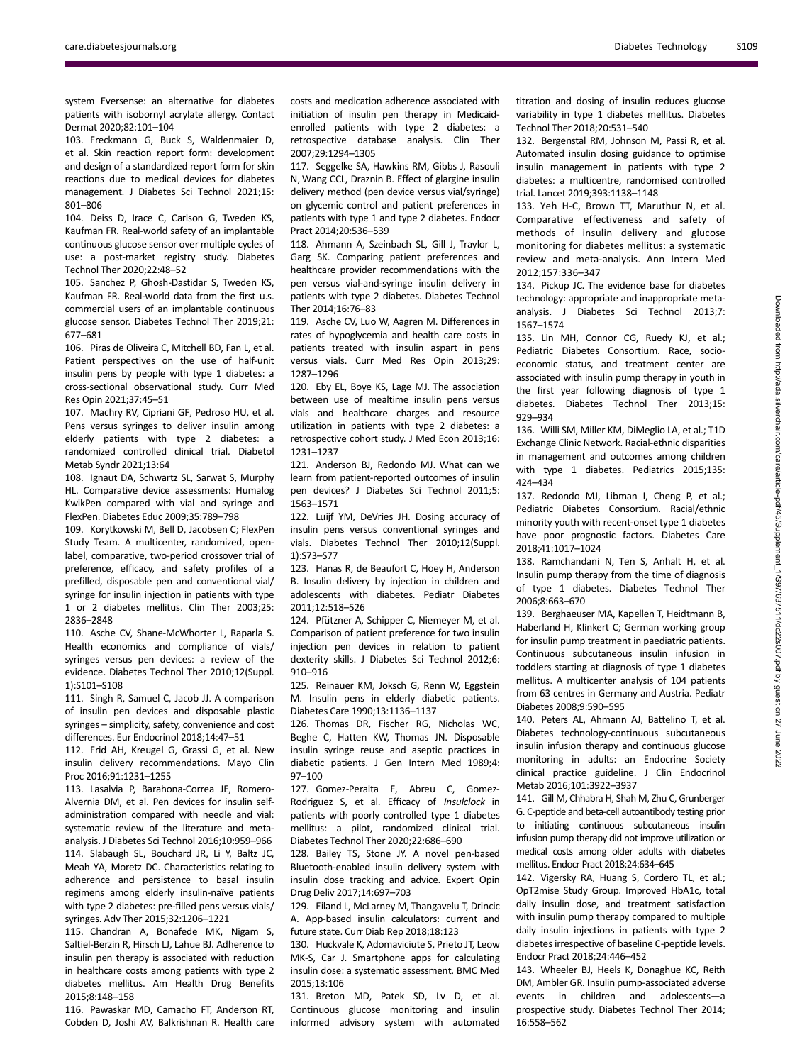system Eversense: an alternative for diabetes patients with isobornyl acrylate allergy. Contact Dermat 2020;82:101–104

103. Freckmann G, Buck S, Waldenmaier D, et al. Skin reaction report form: development and design of a standardized report form for skin reactions due to medical devices for diabetes management. J Diabetes Sci Technol 2021;15: 801–806

104. Deiss D, Irace C, Carlson G, Tweden KS, Kaufman FR. Real-world safety of an implantable continuous glucose sensor over multiple cycles of use: a post-market registry study. Diabetes Technol Ther 2020;22:48–52

105. Sanchez P, Ghosh-Dastidar S, Tweden KS, Kaufman FR. Real-world data from the first u.s. commercial users of an implantable continuous glucose sensor. Diabetes Technol Ther 2019;21: 677–681

106. Piras de Oliveira C, Mitchell BD, Fan L, et al. Patient perspectives on the use of half-unit insulin pens by people with type 1 diabetes: a cross-sectional observational study. Curr Med Res Opin 2021;37:45–51

107. Machry RV, Cipriani GF, Pedroso HU, et al. Pens versus syringes to deliver insulin among elderly patients with type 2 diabetes: a randomized controlled clinical trial. Diabetol Metab Syndr 2021;13:64

108. Ignaut DA, Schwartz SL, Sarwat S, Murphy HL. Comparative device assessments: Humalog KwikPen compared with vial and syringe and FlexPen. Diabetes Educ 2009;35:789–798

109. Korytkowski M, Bell D, Jacobsen C; FlexPen Study Team. A multicenter, randomized, open-label, comparative, two-period crossover trial of preference, efficacy, and safety profiles of a prefilled, disposable pen and conventional vial/ syringe for insulin injection in patients with type 1 or 2 diabetes mellitus. Clin Ther 2003;25: 2836–2848

110. Asche CV, Shane-McWhorter L, Raparla S. Health economics and compliance of vials/ syringes versus pen devices: a review of the evidence. Diabetes Technol Ther 2010;12(Suppl. 1):S101–S108

111. Singh R, Samuel C, Jacob JJ. A comparison of insulin pen devices and disposable plastic syringes – simplicity, safety, convenience and cost differences. Eur Endocrinol 2018;14:47–51

112. Frid AH, Kreugel G, Grassi G, et al. New insulin delivery recommendations. Mayo Clin Proc 2016;91:1231–1255

113. Lasalvia P, Barahona-Correa JE, Romero-Alvernia DM, et al. Pen devices for insulin self-administration compared with needle and vial: systematic review of the literature and meta-analysis. J Diabetes Sci Technol 2016;10:959–966

114. Slabaugh SL, Bouchard JR, Li Y, Baltz JC, Meah YA, Moretz DC. Characteristics relating to adherence and persistence to basal insulin regimens among elderly insulin-naïve patients with type 2 diabetes: pre-filled pens versus vials/ syringes. Adv Ther 2015;32:1206–1221

115. Chandran A, Bonafede MK, Nigam S, Saltiel-Berzin R, Hirsch LJ, Lahue BJ. Adherence to insulin pen therapy is associated with reduction in healthcare costs among patients with type 2 diabetes mellitus. Am Health Drug Benefits 2015;8:148–158

116. Pawaskar MD, Camacho FT, Anderson RT, Cobden D, Joshi AV, Balkrishnan R. Health care costs and medication adherence associated with initiation of insulin pen therapy in Medicaid-enrolled patients with type 2 diabetes: a retrospective database analysis. Clin Ther 2007;29:1294–1305

117. Seggelke SA, Hawkins RM, Gibbs J, Rasouli N, Wang CCL, Draznin B. Effect of glargine insulin delivery method (pen device versus vial/syringe) on glycemic control and patient preferences in patients with type 1 and type 2 diabetes. Endocr Pract 2014;20:536–539

118. Ahmann A, Szeinbach SL, Gill J, Traylor L, Garg SK. Comparing patient preferences and healthcare provider recommendations with the pen versus vial-and-syringe insulin delivery in patients with type 2 diabetes. Diabetes Technol Ther 2014;16:76–83

119. Asche CV, Luo W, Aagren M. Differences in rates of hypoglycemia and health care costs in patients treated with insulin aspart in pens versus vials. Curr Med Res Opin 2013;29: 1287–1296

120. Eby EL, Boye KS, Lage MJ. The association between use of mealtime insulin pens versus vials and healthcare charges and resource utilization in patients with type 2 diabetes: a retrospective cohort study. J Med Econ 2013;16: 1231–1237

121. Anderson BJ, Redondo MJ. What can we learn from patient-reported outcomes of insulin pen devices? J Diabetes Sci Technol 2011;5: 1563–1571

122. Luijf YM, DeVries JH. Dosing accuracy of insulin pens versus conventional syringes and vials. Diabetes Technol Ther 2010;12(Suppl. 1):S73–S77

123. Hanas R, de Beaufort C, Hoey H, Anderson B. Insulin delivery by injection in children and adolescents with diabetes. Pediatr Diabetes 2011;12:518–526

124. Pfützner A, Schipper C, Niemeyer M, et al. Comparison of patient preference for two insulin injection pen devices in relation to patient dexterity skills. J Diabetes Sci Technol 2012;6: 910–916

125. Reinauer KM, Joksch G, Renn W, Eggstein M. Insulin pens in elderly diabetic patients. Diabetes Care 1990;13:1136–1137

126. Thomas DR, Fischer RG, Nicholas WC, Beghe C, Hatten KW, Thomas JN. Disposable insulin syringe reuse and aseptic practices in diabetic patients. J Gen Intern Med 1989;4: 97–100

127. Gomez-Peralta F, Abreu C, Gomez-Rodriguez S, et al. Efficacy of *Insulclock* in patients with poorly controlled type 1 diabetes mellitus: a pilot, randomized clinical trial. Diabetes Technol Ther 2020;22:686–690

128. Bailey TS, Stone JY. A novel pen-based Bluetooth-enabled insulin delivery system with insulin dose tracking and advice. Expert Opin Drug Deliv 2017;14:697–703

129. Eiland L, McLarney M, Thangavelu T, Drincic A. App-based insulin calculators: current and future state. Curr Diab Rep 2018;18:123

130. Huckvale K, Adomaviciute S, Prieto JT, Leow MK-S, Car J. Smartphone apps for calculating insulin dose: a systematic assessment. BMC Med 2015;13:106

131. Breton MD, Patek SD, Lv D, et al. Continuous glucose monitoring and insulin informed advisory system with automated titration and dosing of insulin reduces glucose variability in type 1 diabetes mellitus. Diabetes Technol Ther 2018;20:531–540

132. Bergenstal RM, Johnson M, Passi R, et al. Automated insulin dosing guidance to optimise insulin management in patients with type 2 diabetes: a multicentre, randomised controlled trial. Lancet 2019;393:1138–1148

133. Yeh H-C, Brown TT, Maruthur N, et al. Comparative effectiveness and safety of methods of insulin delivery and glucose monitoring for diabetes mellitus: a systematic review and meta-analysis. Ann Intern Med 2012;157:336–347

134. Pickup JC. The evidence base for diabetes technology: appropriate and inappropriate meta-analysis. J Diabetes Sci Technol 2013;7: 1567–1574

135. Lin MH, Connor CG, Ruedy KJ, et al.; Pediatric Diabetes Consortium. Race, socio-economic status, and treatment center are associated with insulin pump therapy in youth in the first year following diagnosis of type 1 diabetes. Diabetes Technol Ther 2013;15: 929–934

136. Willi SM, Miller KM, DiMeglio LA, et al.; T1D Exchange Clinic Network. Racial-ethnic disparities in management and outcomes among children with type 1 diabetes. Pediatrics 2015;135: 424–434

137. Redondo MJ, Libman I, Cheng P, et al.; Pediatric Diabetes Consortium. Racial/ethnic minority youth with recent-onset type 1 diabetes have poor prognostic factors. Diabetes Care 2018;41:1017–1024

138. Ramchandani N, Ten S, Anhalt H, et al. Insulin pump therapy from the time of diagnosis of type 1 diabetes. Diabetes Technol Ther 2006;8:663–670

139. Berghaeuser MA, Kapellen T, Heidtmann B, Haberland H, Klinkert C; German working group for insulin pump treatment in paediatric patients. Continuous subcutaneous insulin infusion in toddlers starting at diagnosis of type 1 diabetes mellitus. A multicenter analysis of 104 patients from 63 centres in Germany and Austria. Pediatr Diabetes 2008;9:590–595

140. Peters AL, Ahmann AJ, Battelino T, et al. Diabetes technology-continuous subcutaneous insulin infusion therapy and continuous glucose monitoring in adults: an Endocrine Society clinical practice guideline. J Clin Endocrinol Metab 2016;101:3922–3937

141. Gill M, Chhabra H, Shah M, Zhu C, Grunberger G. C-peptide and beta-cell autoantibody testing prior to initiating continuous subcutaneous insulin infusion pump therapy did not improve utilization or medical costs among older adults with diabetes mellitus. Endocr Pract 2018;24:634–645

142. Vigersky RA, Huang S, Cordero TL, et al.; OpT2mise Study Group. Improved HbA1c, total daily insulin dose, and treatment satisfaction with insulin pump therapy compared to multiple daily insulin injections in patients with type 2 diabetes irrespective of baseline C-peptide levels. Endocr Pract 2018;24:446–452

143. Wheeler BJ, Heels K, Donaghue KC, Reith DM, Ambler GR. Insulin pump-associated adverse events in children and adolescents—a prospective study. Diabetes Technol Ther 2014; 16:558–562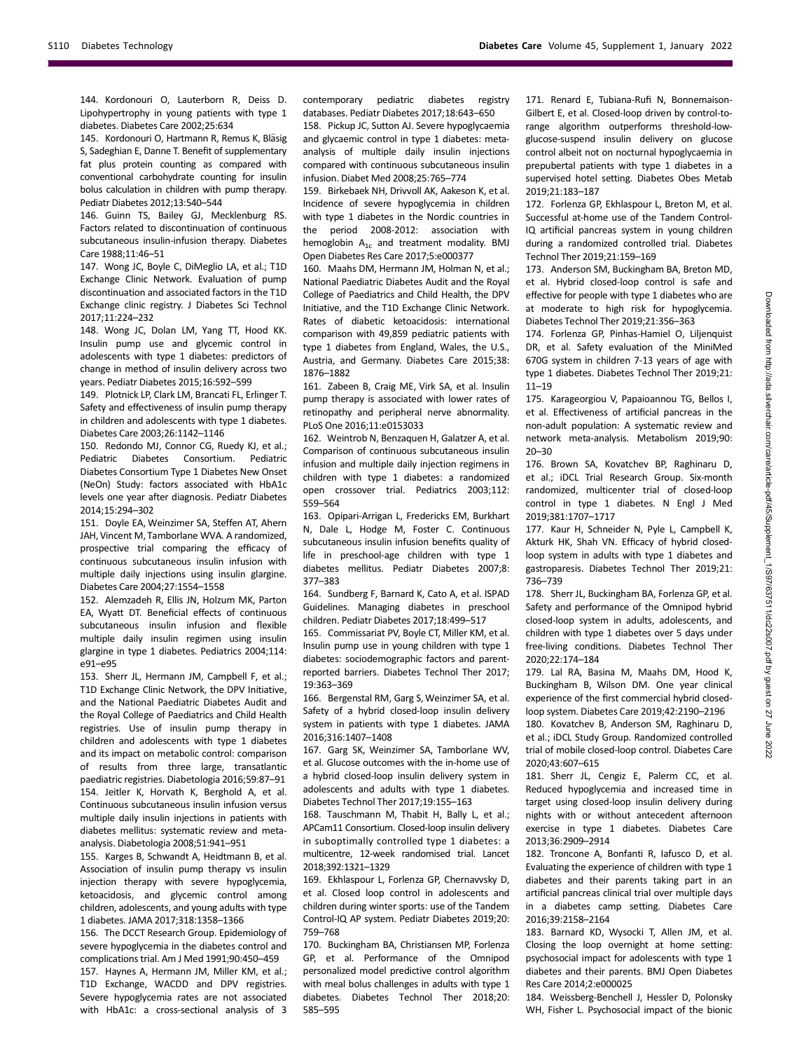144. Kordonouri O, Lauterborn R, Deiss D. Lipohypertrophy in young patients with type 1 diabetes. Diabetes Care 2002;25:634

145. Kordonouri O, Hartmann R, Remus K, Bläsig S, Sadeghian E, Danne T. Benefit of supplementary fat plus protein counting as compared with conventional carbohydrate counting for insulin bolus calculation in children with pump therapy. Pediatr Diabetes 2012;13:540–544

146. Guinn TS, Bailey GJ, Mecklenburg RS. Factors related to discontinuation of continuous subcutaneous insulin-infusion therapy. Diabetes Care 1988;11:46–51

147. Wong JC, Boyle C, DiMeglio LA, et al.; T1D Exchange Clinic Network. Evaluation of pump discontinuation and associated factors in the T1D Exchange clinic registry. J Diabetes Sci Technol 2017;11:224–232

148. Wong JC, Dolan LM, Yang TT, Hood KK. Insulin pump use and glycemic control in adolescents with type 1 diabetes: predictors of change in method of insulin delivery across two years. Pediatr Diabetes 2015;16:592–599

149. Plotnick LP, Clark LM, Brancati FL, Erlinger T. Safety and effectiveness of insulin pump therapy in children and adolescents with type 1 diabetes. Diabetes Care 2003;26:1142–1146

150. Redondo MJ, Connor CG, Ruedy KJ, et al.; Pediatric Diabetes Consortium. Pediatric Diabetes Consortium Type 1 Diabetes New Onset (NeOn) Study: factors associated with HbA1c levels one year after diagnosis. Pediatr Diabetes 2014;15:294–302

151. Doyle EA, Weinzimer SA, Steffen AT, Ahern JAH, Vincent M, Tamborlane WVA. A randomized, prospective trial comparing the efficacy of continuous subcutaneous insulin infusion with multiple daily injections using insulin glargine. Diabetes Care 2004;27:1554–1558

152. Alemzadeh R, Ellis JN, Holzum MK, Parton EA, Wyatt DT. Beneficial effects of continuous subcutaneous insulin infusion and flexible multiple daily insulin regimen using insulin glargine in type 1 diabetes. Pediatrics 2004;114: e91–e95

153. Sherr JL, Hermann JM, Campbell F, et al.; T1D Exchange Clinic Network, the DPV Initiative, and the National Paediatric Diabetes Audit and the Royal College of Paediatrics and Child Health registries. Use of insulin pump therapy in children and adolescents with type 1 diabetes and its impact on metabolic control: comparison of results from three large, transatlantic paediatric registries. Diabetologia 2016;59:87–91

154. Jeitler K, Horvath K, Berghold A, et al. Continuous subcutaneous insulin infusion versus multiple daily insulin injections in patients with diabetes mellitus: systematic review and meta-analysis. Diabetologia 2008;51:941–951

155. Karges B, Schwandt A, Heidtmann B, et al. Association of insulin pump therapy vs insulin injection therapy with severe hypoglycemia, ketoacidosis, and glycemic control among children, adolescents, and young adults with type 1 diabetes. JAMA 2017;318:1358–1366

156. The DCCT Research Group. Epidemiology of severe hypoglycemia in the diabetes control and complications trial. Am J Med 1991;90:450–459

157. Haynes A, Hermann JM, Miller KM, et al.; T1D Exchange, WACDD and DPV registries. Severe hypoglycemia rates are not associated with HbA1c: a cross-sectional analysis of 3 contemporary pediatric diabetes registry databases. Pediatr Diabetes 2017;18:643–650

158. Pickup JC, Sutton AJ. Severe hypoglycaemia and glycaemic control in type 1 diabetes: meta-analysis of multiple daily insulin injections compared with continuous subcutaneous insulin infusion. Diabet Med 2008;25:765–774

159. Birkebaek NH, Drivvoll AK, Aakeson K, et al. Incidence of severe hypoglycemia in children with type 1 diabetes in the Nordic countries in the period 2008-2012: association with hemoglobin $A_{1c}$ and treatment modality. BMJ Open Diabetes Res Care 2017;5:e000377

160. Maahs DM, Hermann JM, Holman N, et al.; National Paediatric Diabetes Audit and the Royal College of Paediatrics and Child Health, the DPV Initiative, and the T1D Exchange Clinic Network. Rates of diabetic ketoacidosis: international comparison with 49,859 pediatric patients with type 1 diabetes from England, Wales, the U.S., Austria, and Germany. Diabetes Care 2015;38: 1876–1882

161. Zabeen B, Craig ME, Virk SA, et al. Insulin pump therapy is associated with lower rates of retinopathy and peripheral nerve abnormality. PLoS One 2016;11:e0153033

162. Weintrob N, Benzaquen H, Galatzer A, et al. Comparison of continuous subcutaneous insulin infusion and multiple daily injection regimens in children with type 1 diabetes: a randomized open crossover trial. Pediatrics 2003;112: 559–564

163. Opipari-Arrigan L, Fredericks EM, Burkhart N, Dale L, Hodge M, Foster C. Continuous subcutaneous insulin infusion benefits quality of life in preschool-age children with type 1 diabetes mellitus. Pediatr Diabetes 2007;8: 377–383

164. Sundberg F, Barnard K, Cato A, et al. ISPAD Guidelines. Managing diabetes in preschool children. Pediatr Diabetes 2017;18:499–517

165. Commissariat PV, Boyle CT, Miller KM, et al. Insulin pump use in young children with type 1 diabetes: sociodemographic factors and parent-reported barriers. Diabetes Technol Ther 2017; 19:363–369

166. Bergenstal RM, Garg S, Weinzimer SA, et al. Safety of a hybrid closed-loop insulin delivery system in patients with type 1 diabetes. JAMA 2016;316:1407–1408

167. Garg SK, Weinzimer SA, Tamborlane WV, et al. Glucose outcomes with the in-home use of a hybrid closed-loop insulin delivery system in adolescents and adults with type 1 diabetes. Diabetes Technol Ther 2017;19:155–163

168. Tauschmann M, Thabit H, Bally L, et al.; APCam11 Consortium. Closed-loop insulin delivery in suboptimally controlled type 1 diabetes: a multicentre, 12-week randomised trial. Lancet 2018;392:1321–1329

169. Ekhlaspour L, Forlenza GP, Chernavvsky D, et al. Closed loop control in adolescents and children during winter sports: use of the Tandem Control-IQ AP system. Pediatr Diabetes 2019;20: 759–768

170. Buckingham BA, Christiansen MP, Forlenza GP, et al. Performance of the Omnipod personalized model predictive control algorithm with meal bolus challenges in adults with type 1 diabetes. Diabetes Technol Ther 2018;20: 585–595

171. Renard E, Tubiana-Rufi N, Bonnemaison-Gilbert E, et al. Closed-loop driven by control-to-range algorithm outperforms threshold-low-glucose-suspend insulin delivery on glucose control albeit not on nocturnal hypoglycaemia in prepubertal patients with type 1 diabetes in a supervised hotel setting. Diabetes Obes Metab 2019;21:183–187

172. Forlenza GP, Ekhlaspour L, Breton M, et al. Successful at-home use of the Tandem Control-IQ artificial pancreas system in young children during a randomized controlled trial. Diabetes Technol Ther 2019;21:159–169

173. Anderson SM, Buckingham BA, Breton MD, et al. Hybrid closed-loop control is safe and effective for people with type 1 diabetes who are at moderate to high risk for hypoglycemia. Diabetes Technol Ther 2019;21:356–363

174. Forlenza GP, Pinhas-Hamiel O, Liljenquist DR, et al. Safety evaluation of the MiniMed 670G system in children 7-13 years of age with type 1 diabetes. Diabetes Technol Ther 2019;21: 11–19

175. Karageorgiou V, Papaioannou TG, Bellos I, et al. Effectiveness of artificial pancreas in the non-adult population: A systematic review and network meta-analysis. Metabolism 2019;90: 20–30

176. Brown SA, Kovatchev BP, Raghinaru D, et al.; iDCL Trial Research Group. Six-month randomized, multicenter trial of closed-loop control in type 1 diabetes. N Engl J Med 2019;381:1707–1717

177. Kaur H, Schneider N, Pyle L, Campbell K, Akturk HK, Shah VN. Efficacy of hybrid closed-loop system in adults with type 1 diabetes and gastroparesis. Diabetes Technol Ther 2019;21: 736–739

178. Sherr JL, Buckingham BA, Forlenza GP, et al. Safety and performance of the Omnipod hybrid closed-loop system in adults, adolescents, and children with type 1 diabetes over 5 days under free-living conditions. Diabetes Technol Ther 2020;22:174–184

179. Lal RA, Basina M, Maahs DM, Hood K, Buckingham B, Wilson DM. One year clinical experience of the first commercial hybrid closed-loop system. Diabetes Care 2019;42:2190–2196

180. Kovatchev B, Anderson SM, Raghinaru D, et al.; iDCL Study Group. Randomized controlled trial of mobile closed-loop control. Diabetes Care 2020;43:607–615

181. Sherr JL, Cengiz E, Palerm CC, et al. Reduced hypoglycemia and increased time in target using closed-loop insulin delivery during nights with or without antecedent afternoon exercise in type 1 diabetes. Diabetes Care 2013;36:2909–2914

182. Troncone A, Bonfanti R, Iafusco D, et al. Evaluating the experience of children with type 1 diabetes and their parents taking part in an artificial pancreas clinical trial over multiple days in a diabetes camp setting. Diabetes Care 2016;39:2158–2164

183. Barnard KD, Wysocki T, Allen JM, et al. Closing the loop overnight at home setting: psychosocial impact for adolescents with type 1 diabetes and their parents. BMJ Open Diabetes Res Care 2014;2:e000025

184. Weissberg-Benchell J, Hessler D, Polonsky WH, Fisher L. Psychosocial impact of the bionic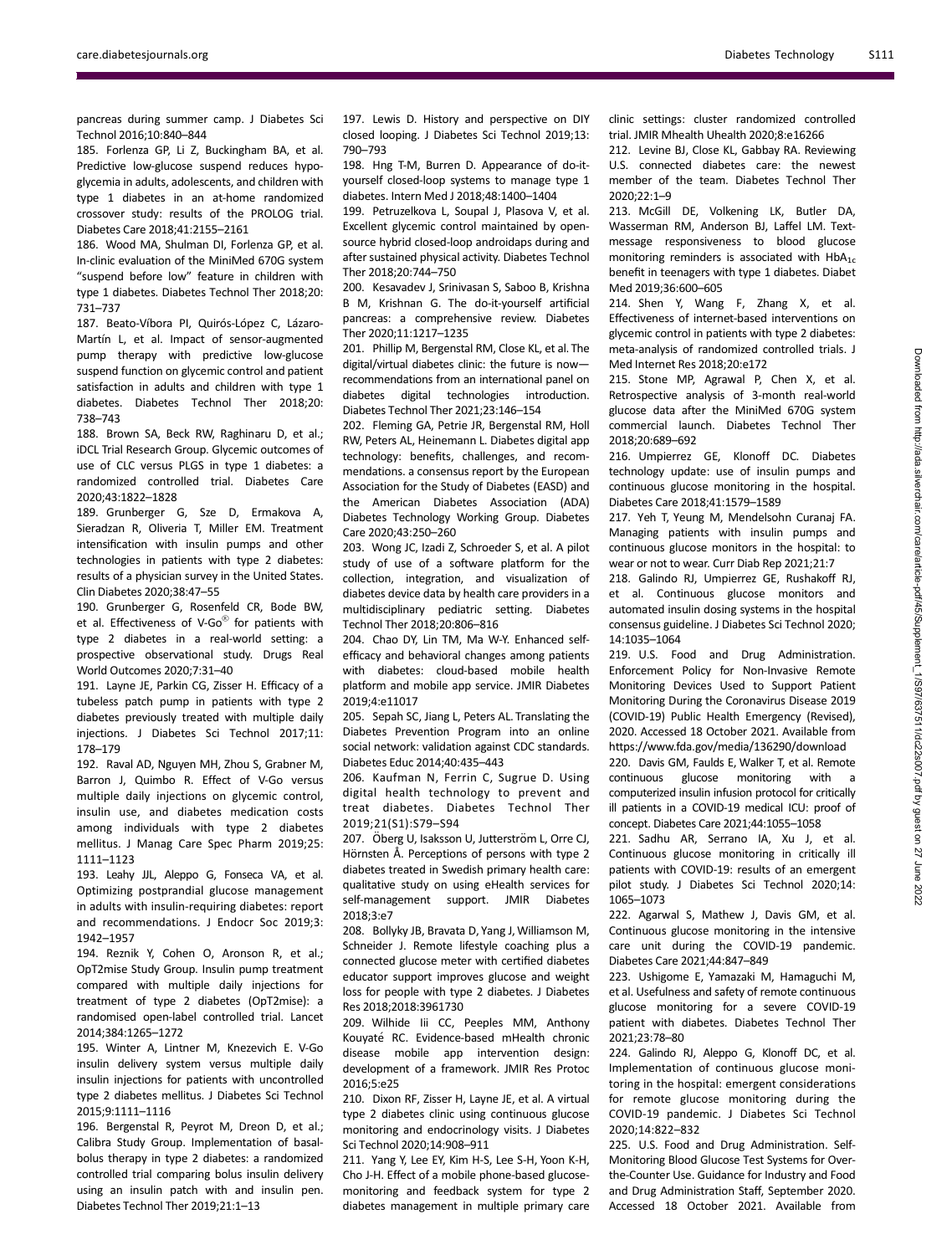pancreas during summer camp. J Diabetes Sci Technol 2016;10:840–844

185. Forlenza GP, Li Z, Buckingham BA, et al. Predictive low-glucose suspend reduces hypoglycemia in adults, adolescents, and children with type 1 diabetes in an at-home randomized crossover study: results of the PROLOG trial. Diabetes Care 2018;41:2155–2161

186. Wood MA, Shulman DI, Forlenza GP, et al. In-clinic evaluation of the MiniMed 670G system "suspend before low" feature in children with type 1 diabetes. Diabetes Technol Ther 2018;20:731–737

187. Beato-Víbora PI, Quirós-López C, Lázaro-Martín L, et al. Impact of sensor-augmented pump therapy with predictive low-glucose suspend function on glycemic control and patient satisfaction in adults and children with type 1 diabetes. Diabetes Technol Ther 2018;20:738–743

188. Brown SA, Beck RW, Raghinaru D, et al.; iDCL Trial Research Group. Glycemic outcomes of use of CLC versus PLGS in type 1 diabetes: a randomized controlled trial. Diabetes Care 2020;43:1822–1828

189. Grunberger G, Sze D, Ermakova A, Sieradzan R, Oliveria T, Miller EM. Treatment intensification with insulin pumps and other technologies in patients with type 2 diabetes: results of a physician survey in the United States. Clin Diabetes 2020;38:47–55

190. Grunberger G, Rosenfeld CR, Bode BW, et al. Effectiveness of V-Go® for patients with type 2 diabetes in a real-world setting: a prospective observational study. Drugs Real World Outcomes 2020;7:31–40

191. Layne JE, Parkin CG, Zisser H. Efficacy of a tubeless patch pump in patients with type 2 diabetes previously treated with multiple daily injections. J Diabetes Sci Technol 2017;11:178–179

192. Raval AD, Nguyen MH, Zhou S, Grabner M, Barron J, Quimbo R. Effect of V-Go versus multiple daily injections on glycemic control, insulin use, and diabetes medication costs among individuals with type 2 diabetes mellitus. J Manag Care Spec Pharm 2019;25:1111–1123

193. Leahy JJL, Aleppo G, Fonseca VA, et al. Optimizing postprandial glucose management in adults with insulin-requiring diabetes: report and recommendations. J Endocr Soc 2019;3:1942–1957

194. Reznik Y, Cohen O, Aronson R, et al.; OpT2mise Study Group. Insulin pump treatment compared with multiple daily injections for treatment of type 2 diabetes (OpT2mise): a randomised open-label controlled trial. Lancet 2014;384:1265–1272

195. Winter A, Lintner M, Knezevich E. V-Go insulin delivery system versus multiple daily insulin injections for patients with uncontrolled type 2 diabetes mellitus. J Diabetes Sci Technol 2015;9:1111–1116

196. Bergenstal R, Peyrot M, Dreon D, et al.; Calibra Study Group. Implementation of basal-bolus therapy in type 2 diabetes: a randomized controlled trial comparing bolus insulin delivery using an insulin patch with and insulin pen. Diabetes Technol Ther 2019;21:1–13

197. Lewis D. History and perspective on DIY closed looping. J Diabetes Sci Technol 2019;13:790–793

198. Hng T-M, Burren D. Appearance of do-it-yourself closed-loop systems to manage type 1 diabetes. Intern Med J 2018;48:1400–1404

199. Petruzelkova L, Soupal J, Plasova V, et al. Excellent glycemic control maintained by open-source hybrid closed-loop androidaps during and after sustained physical activity. Diabetes Technol Ther 2018;20:744–750

200. Kesavadev J, Srinivasan S, Saboo B, Krishna B M, Krishnan G. The do-it-yourself artificial pancreas: a comprehensive review. Diabetes Ther 2020;11:1217–1235

201. Phillip M, Bergenstal RM, Close KL, et al. The digital/virtual diabetes clinic: the future is now—recommendations from an international panel on diabetes digital technologies introduction. Diabetes Technol Ther 2021;23:146–154

202. Fleming GA, Petrie JR, Bergenstal RM, Holl RW, Peters AL, Heinemann L. Diabetes digital app technology: benefits, challenges, and recommendations. a consensus report by the European Association for the Study of Diabetes (EASD) and the American Diabetes Association (ADA) Diabetes Technology Working Group. Diabetes Care 2020;43:250–260

203. Wong JC, Izadi Z, Schroeder S, et al. A pilot study of use of a software platform for the collection, integration, and visualization of diabetes device data by health care providers in a multidisciplinary pediatric setting. Diabetes Technol Ther 2018;20:806–816

204. Chao DY, Lin TM, Ma W-Y. Enhanced self-efficacy and behavioral changes among patients with diabetes: cloud-based mobile health platform and mobile app service. JMIR Diabetes 2019;4:e11017

205. Sepah SC, Jiang L, Peters AL. Translating the Diabetes Prevention Program into an online social network: validation against CDC standards. Diabetes Educ 2014;40:435–443

206. Kaufman N, Ferrin C, Sugrue D. Using digital health technology to prevent and treat diabetes. Diabetes Technol Ther 2019;21(S1):S79–S94

207. Öberg U, Isaksson U, Jutterström L, Orre CJ, Hörnsten Å. Perceptions of persons with type 2 diabetes treated in Swedish primary health care: qualitative study on using eHealth services for self-management support. JMIR Diabetes 2018;3:e7

208. Bollyky JB, Bravata D, Yang J, Williamson M, Schneider J. Remote lifestyle coaching plus a connected glucose meter with certified diabetes educator support improves glucose and weight loss for people with type 2 diabetes. J Diabetes Res 2018;2018:3961730

209. Wilhide Iii CC, Peeples MM, Anthony Kouyaté RC. Evidence-based mHealth chronic disease mobile app intervention design: development of a framework. JMIR Res Protoc 2016;5:e25

210. Dixon RF, Zisser H, Layne JE, et al. A virtual type 2 diabetes clinic using continuous glucose monitoring and endocrinology visits. J Diabetes Sci Technol 2020;14:908–911

211. Yang Y, Lee EY, Kim H-S, Lee S-H, Yoon K-H, Cho J-H. Effect of a mobile phone-based glucose-monitoring and feedback system for type 2 diabetes management in multiple primary care clinic settings: cluster randomized controlled trial. JMIR Mhealth Uhealth 2020;8:e16266

212. Levine BJ, Close KL, Gabbay RA. Reviewing U.S. connected diabetes care: the newest member of the team. Diabetes Technol Ther 2020;22:1–9

213. McGill DE, Volkening LK, Butler DA, Wasserman RM, Anderson BJ, Laffel LM. Text-message responsiveness to blood glucose monitoring reminders is associated with $HbA_{1c}$ benefit in teenagers with type 1 diabetes. Diabet Med 2019;36:600–605

214. Shen Y, Wang F, Zhang X, et al. Effectiveness of internet-based interventions on glycemic control in patients with type 2 diabetes: meta-analysis of randomized controlled trials. J Med Internet Res 2018;20:e172

215. Stone MP, Agrawal P, Chen X, et al. Retrospective analysis of 3-month real-world glucose data after the MiniMed 670G system commercial launch. Diabetes Technol Ther 2018;20:689–692

216. Umpierrez GE, Klonoff DC. Diabetes technology update: use of insulin pumps and continuous glucose monitoring in the hospital. Diabetes Care 2018;41:1579–1589

217. Yeh T, Yeung M, Mendelsohn Curanaj FA. Managing patients with insulin pumps and continuous glucose monitors in the hospital: to wear or not to wear. Curr Diab Rep 2021;21:7

218. Galindo RJ, Umpierrez GE, Rushakoff RJ, et al. Continuous glucose monitors and automated insulin dosing systems in the hospital consensus guideline. J Diabetes Sci Technol 2020;14:1035–1064

219. U.S. Food and Drug Administration. Enforcement Policy for Non-Invasive Remote Monitoring Devices Used to Support Patient Monitoring During the Coronavirus Disease 2019 (COVID-19) Public Health Emergency (Revised), 2020. Accessed 18 October 2021. Available from https://www.fda.gov/media/136290/download

220. Davis GM, Faulds E, Walker T, et al. Remote continuous glucose monitoring with a computerized insulin infusion protocol for critically ill patients in a COVID-19 medical ICU: proof of concept. Diabetes Care 2021;44:1055–1058

221. Sadhu AR, Serrano IA, Xu J, et al. Continuous glucose monitoring in critically ill patients with COVID-19: results of an emergent pilot study. J Diabetes Sci Technol 2020;14:1065–1073

222. Agarwal S, Mathew J, Davis GM, et al. Continuous glucose monitoring in the intensive care unit during the COVID-19 pandemic. Diabetes Care 2021;44:847–849

223. Ushigome E, Yamazaki M, Hamaguchi M, et al. Usefulness and safety of remote continuous glucose monitoring for a severe COVID-19 patient with diabetes. Diabetes Technol Ther 2021;23:78–80

224. Galindo RJ, Aleppo G, Klonoff DC, et al. Implementation of continuous glucose monitoring in the hospital: emergent considerations for remote glucose monitoring during the COVID-19 pandemic. J Diabetes Sci Technol 2020;14:822–832

225. U.S. Food and Drug Administration. Self-Monitoring Blood Glucose Test Systems for Over-the-Counter Use. Guidance for Industry and Food and Drug Administration Staff, September 2020. Accessed 18 October 2021. Available from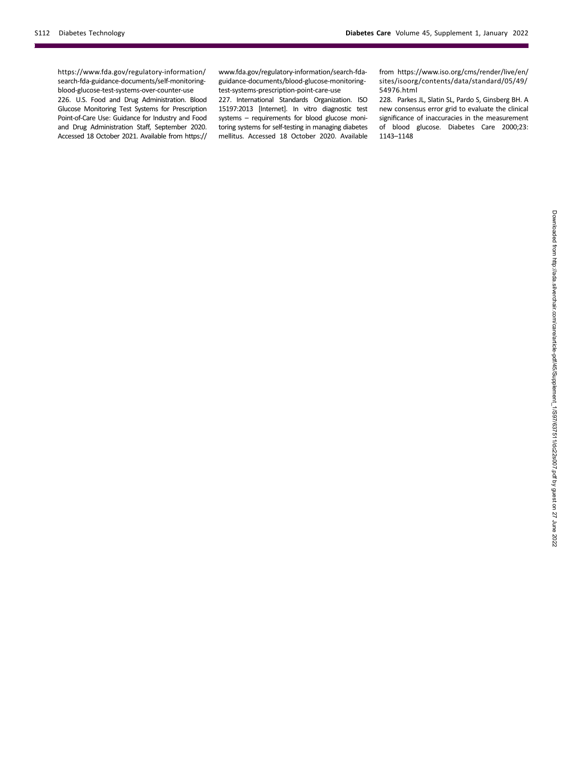https://www.fda.gov/regulatory-information/search-fda-guidance-documents/self-monitoring-blood-glucose-test-systems-over-counter-use

226. U.S. Food and Drug Administration. Blood Glucose Monitoring Test Systems for Prescription Point-of-Care Use: Guidance for Industry and Food and Drug Administration Staff, September 2020. Accessed 18 October 2021. Available from https://www.fda.gov/regulatory-information/search-fda-guidance-documents/blood-glucose-monitoring-test-systems-prescription-point-care-use

227. International Standards Organization. ISO 15197:2013 [Internet]. In vitro diagnostic test systems – requirements for blood glucose monitoring systems for self-testing in managing diabetes mellitus. Accessed 18 October 2020. Available from https://www.iso.org/cms/render/live/en/sites/isoorg/contents/data/standard/05/49/54976.html

228. Parkes JL, Slatin SL, Pardo S, Ginsberg BH. A new consensus error grid to evaluate the clinical significance of inaccuracies in the measurement of blood glucose. Diabetes Care 2000;23: 1143–1148